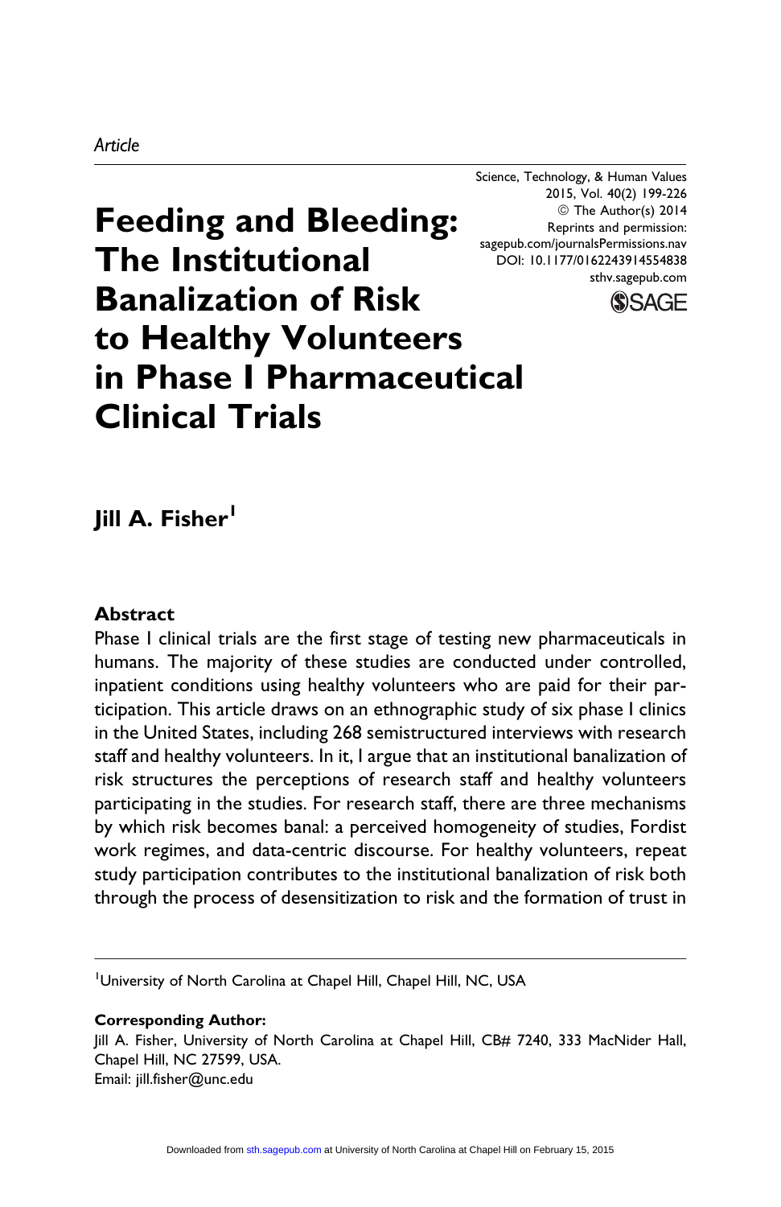*Article*

Science, Technology, & Human Values
2015, Vol. 40(2) 199-226
© The Author(s) 2014
Reprints and permission:
sagepub.com/journalsPermissions.nav
DOI: 10.1177/0162243914554838
sthv.sagepub.com

# Feeding and Bleeding: The Institutional Banalization of Risk to Healthy Volunteers in Phase I Pharmaceutical Clinical Trials

**Jill A. Fisher**[1]

## Abstract

Phase I clinical trials are the first stage of testing new pharmaceuticals in humans. The majority of these studies are conducted under controlled, inpatient conditions using healthy volunteers who are paid for their participation. This article draws on an ethnographic study of six phase I clinics in the United States, including 268 semistructured interviews with research staff and healthy volunteers. In it, I argue that an institutional banalization of risk structures the perceptions of research staff and healthy volunteers participating in the studies. For research staff, there are three mechanisms by which risk becomes banal: a perceived homogeneity of studies, Fordist work regimes, and data-centric discourse. For healthy volunteers, repeat study participation contributes to the institutional banalization of risk both through the process of desensitization to risk and the formation of trust in

---

[1]University of North Carolina at Chapel Hill, Chapel Hill, NC, USA

**Corresponding Author:**
Jill A. Fisher, University of North Carolina at Chapel Hill, CB# 7240, 333 MacNider Hall, Chapel Hill, NC 27599, USA.
Email: jill.fisher@unc.edu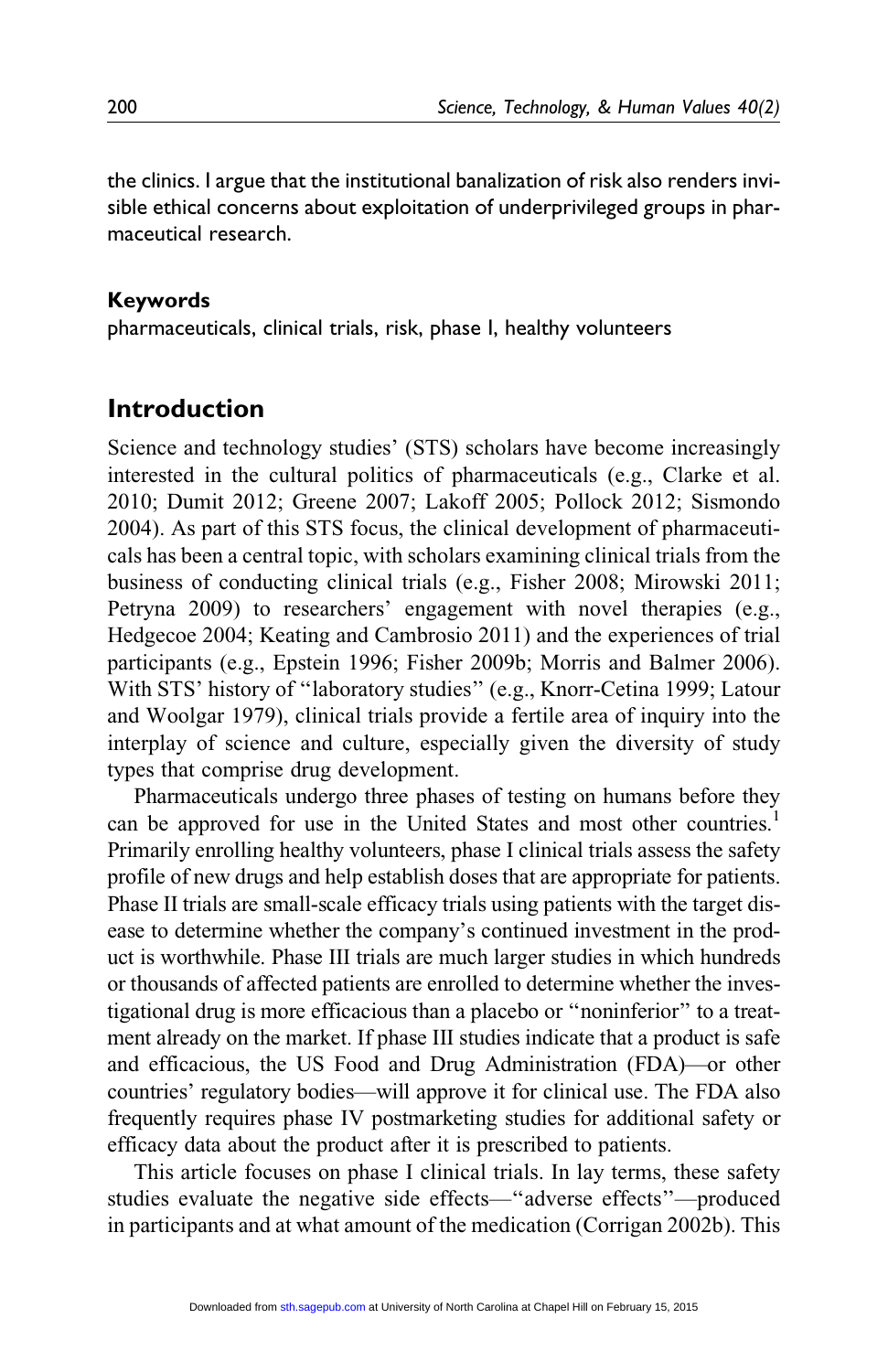the clinics. I argue that the institutional banalization of risk also renders invisible ethical concerns about exploitation of underprivileged groups in pharmaceutical research.

**Keywords**

pharmaceuticals, clinical trials, risk, phase I, healthy volunteers

## Introduction

Science and technology studies' (STS) scholars have become increasingly interested in the cultural politics of pharmaceuticals (e.g., Clarke et al. 2010; Dumit 2012; Greene 2007; Lakoff 2005; Pollock 2012; Sismondo 2004). As part of this STS focus, the clinical development of pharmaceuticals has been a central topic, with scholars examining clinical trials from the business of conducting clinical trials (e.g., Fisher 2008; Mirowski 2011; Petryna 2009) to researchers' engagement with novel therapies (e.g., Hedgecoe 2004; Keating and Cambrosio 2011) and the experiences of trial participants (e.g., Epstein 1996; Fisher 2009b; Morris and Balmer 2006). With STS' history of "laboratory studies" (e.g., Knorr-Cetina 1999; Latour and Woolgar 1979), clinical trials provide a fertile area of inquiry into the interplay of science and culture, especially given the diversity of study types that comprise drug development.

Pharmaceuticals undergo three phases of testing on humans before they can be approved for use in the United States and most other countries.[1] Primarily enrolling healthy volunteers, phase I clinical trials assess the safety profile of new drugs and help establish doses that are appropriate for patients. Phase II trials are small-scale efficacy trials using patients with the target disease to determine whether the company's continued investment in the product is worthwhile. Phase III trials are much larger studies in which hundreds or thousands of affected patients are enrolled to determine whether the investigational drug is more efficacious than a placebo or "noninferior" to a treatment already on the market. If phase III studies indicate that a product is safe and efficacious, the US Food and Drug Administration (FDA)—or other countries' regulatory bodies—will approve it for clinical use. The FDA also frequently requires phase IV postmarketing studies for additional safety or efficacy data about the product after it is prescribed to patients.

This article focuses on phase I clinical trials. In lay terms, these safety studies evaluate the negative side effects—"adverse effects"—produced in participants and at what amount of the medication (Corrigan 2002b). This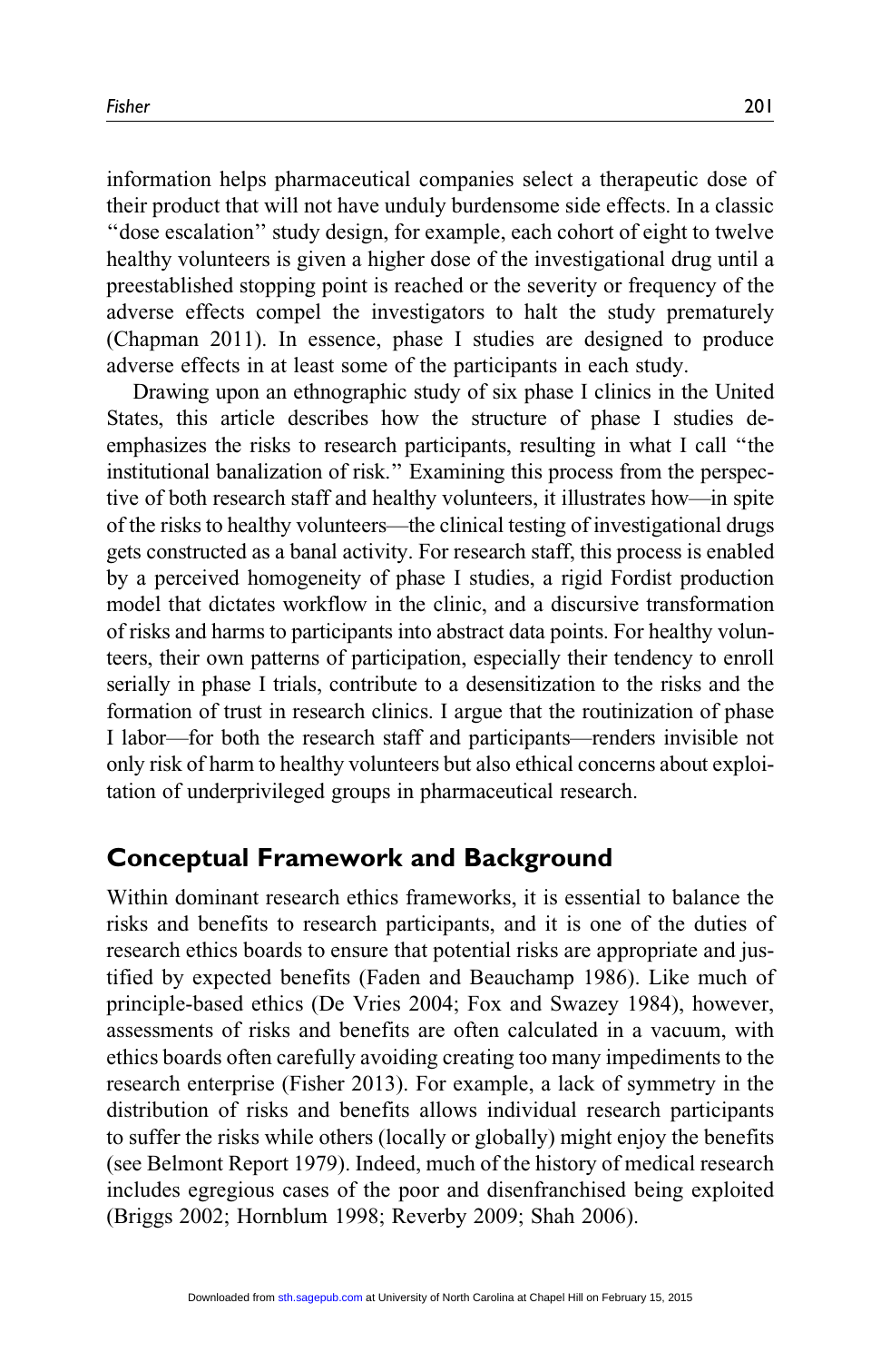information helps pharmaceutical companies select a therapeutic dose of their product that will not have unduly burdensome side effects. In a classic "dose escalation" study design, for example, each cohort of eight to twelve healthy volunteers is given a higher dose of the investigational drug until a preestablished stopping point is reached or the severity or frequency of the adverse effects compel the investigators to halt the study prematurely (Chapman 2011). In essence, phase I studies are designed to produce adverse effects in at least some of the participants in each study.

Drawing upon an ethnographic study of six phase I clinics in the United States, this article describes how the structure of phase I studies deemphasizes the risks to research participants, resulting in what I call "the institutional banalization of risk." Examining this process from the perspective of both research staff and healthy volunteers, it illustrates how—in spite of the risks to healthy volunteers—the clinical testing of investigational drugs gets constructed as a banal activity. For research staff, this process is enabled by a perceived homogeneity of phase I studies, a rigid Fordist production model that dictates workflow in the clinic, and a discursive transformation of risks and harms to participants into abstract data points. For healthy volunteers, their own patterns of participation, especially their tendency to enroll serially in phase I trials, contribute to a desensitization to the risks and the formation of trust in research clinics. I argue that the routinization of phase I labor—for both the research staff and participants—renders invisible not only risk of harm to healthy volunteers but also ethical concerns about exploitation of underprivileged groups in pharmaceutical research.

## Conceptual Framework and Background

Within dominant research ethics frameworks, it is essential to balance the risks and benefits to research participants, and it is one of the duties of research ethics boards to ensure that potential risks are appropriate and justified by expected benefits (Faden and Beauchamp 1986). Like much of principle-based ethics (De Vries 2004; Fox and Swazey 1984), however, assessments of risks and benefits are often calculated in a vacuum, with ethics boards often carefully avoiding creating too many impediments to the research enterprise (Fisher 2013). For example, a lack of symmetry in the distribution of risks and benefits allows individual research participants to suffer the risks while others (locally or globally) might enjoy the benefits (see Belmont Report 1979). Indeed, much of the history of medical research includes egregious cases of the poor and disenfranchised being exploited (Briggs 2002; Hornblum 1998; Reverby 2009; Shah 2006).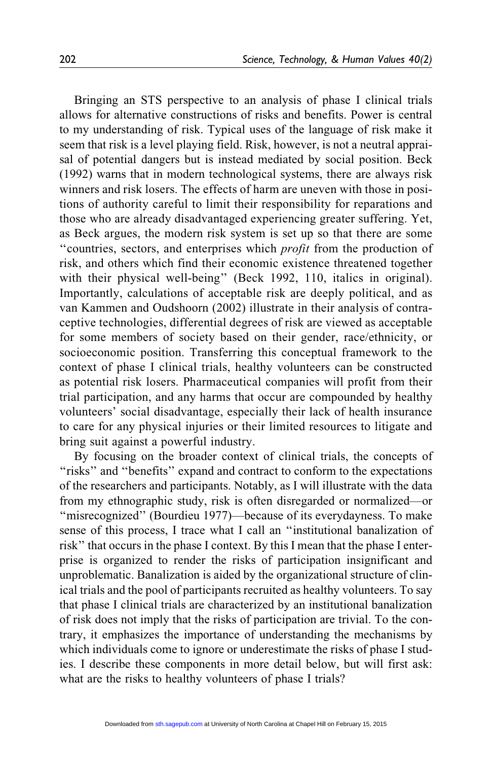Bringing an STS perspective to an analysis of phase I clinical trials allows for alternative constructions of risks and benefits. Power is central to my understanding of risk. Typical uses of the language of risk make it seem that risk is a level playing field. Risk, however, is not a neutral appraisal of potential dangers but is instead mediated by social position. Beck (1992) warns that in modern technological systems, there are always risk winners and risk losers. The effects of harm are uneven with those in positions of authority careful to limit their responsibility for reparations and those who are already disadvantaged experiencing greater suffering. Yet, as Beck argues, the modern risk system is set up so that there are some ''countries, sectors, and enterprises which *profit* from the production of risk, and others which find their economic existence threatened together with their physical well-being'' (Beck 1992, 110, italics in original). Importantly, calculations of acceptable risk are deeply political, and as van Kammen and Oudshoorn (2002) illustrate in their analysis of contraceptive technologies, differential degrees of risk are viewed as acceptable for some members of society based on their gender, race/ethnicity, or socioeconomic position. Transferring this conceptual framework to the context of phase I clinical trials, healthy volunteers can be constructed as potential risk losers. Pharmaceutical companies will profit from their trial participation, and any harms that occur are compounded by healthy volunteers' social disadvantage, especially their lack of health insurance to care for any physical injuries or their limited resources to litigate and bring suit against a powerful industry.

By focusing on the broader context of clinical trials, the concepts of ''risks'' and ''benefits'' expand and contract to conform to the expectations of the researchers and participants. Notably, as I will illustrate with the data from my ethnographic study, risk is often disregarded or normalized—or ''misrecognized'' (Bourdieu 1977)—because of its everydayness. To make sense of this process, I trace what I call an ''institutional banalization of risk'' that occurs in the phase I context. By this I mean that the phase I enterprise is organized to render the risks of participation insignificant and unproblematic. Banalization is aided by the organizational structure of clinical trials and the pool of participants recruited as healthy volunteers. To say that phase I clinical trials are characterized by an institutional banalization of risk does not imply that the risks of participation are trivial. To the contrary, it emphasizes the importance of understanding the mechanisms by which individuals come to ignore or underestimate the risks of phase I studies. I describe these components in more detail below, but will first ask: what are the risks to healthy volunteers of phase I trials?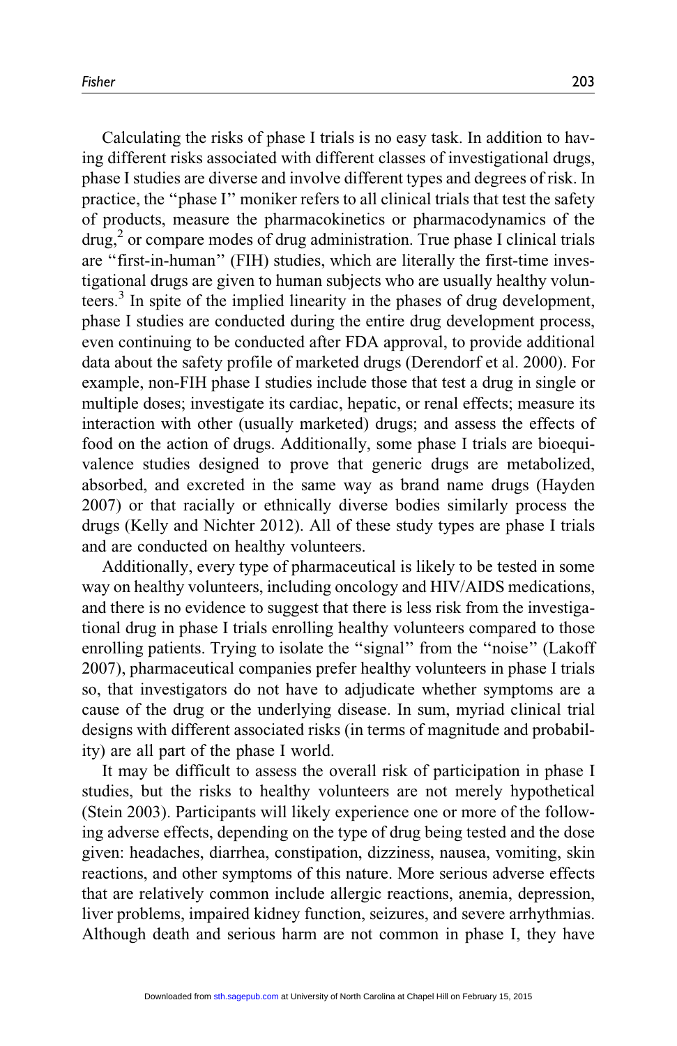Calculating the risks of phase I trials is no easy task. In addition to having different risks associated with different classes of investigational drugs, phase I studies are diverse and involve different types and degrees of risk. In practice, the ''phase I'' moniker refers to all clinical trials that test the safety of products, measure the pharmacokinetics or pharmacodynamics of the drug,[2] or compare modes of drug administration. True phase I clinical trials are ''first-in-human'' (FIH) studies, which are literally the first-time investigational drugs are given to human subjects who are usually healthy volunteers.[3] In spite of the implied linearity in the phases of drug development, phase I studies are conducted during the entire drug development process, even continuing to be conducted after FDA approval, to provide additional data about the safety profile of marketed drugs (Derendorf et al. 2000). For example, non-FIH phase I studies include those that test a drug in single or multiple doses; investigate its cardiac, hepatic, or renal effects; measure its interaction with other (usually marketed) drugs; and assess the effects of food on the action of drugs. Additionally, some phase I trials are bioequivalence studies designed to prove that generic drugs are metabolized, absorbed, and excreted in the same way as brand name drugs (Hayden 2007) or that racially or ethnically diverse bodies similarly process the drugs (Kelly and Nichter 2012). All of these study types are phase I trials and are conducted on healthy volunteers.

Additionally, every type of pharmaceutical is likely to be tested in some way on healthy volunteers, including oncology and HIV/AIDS medications, and there is no evidence to suggest that there is less risk from the investigational drug in phase I trials enrolling healthy volunteers compared to those enrolling patients. Trying to isolate the ''signal'' from the ''noise'' (Lakoff 2007), pharmaceutical companies prefer healthy volunteers in phase I trials so, that investigators do not have to adjudicate whether symptoms are a cause of the drug or the underlying disease. In sum, myriad clinical trial designs with different associated risks (in terms of magnitude and probability) are all part of the phase I world.

It may be difficult to assess the overall risk of participation in phase I studies, but the risks to healthy volunteers are not merely hypothetical (Stein 2003). Participants will likely experience one or more of the following adverse effects, depending on the type of drug being tested and the dose given: headaches, diarrhea, constipation, dizziness, nausea, vomiting, skin reactions, and other symptoms of this nature. More serious adverse effects that are relatively common include allergic reactions, anemia, depression, liver problems, impaired kidney function, seizures, and severe arrhythmias. Although death and serious harm are not common in phase I, they have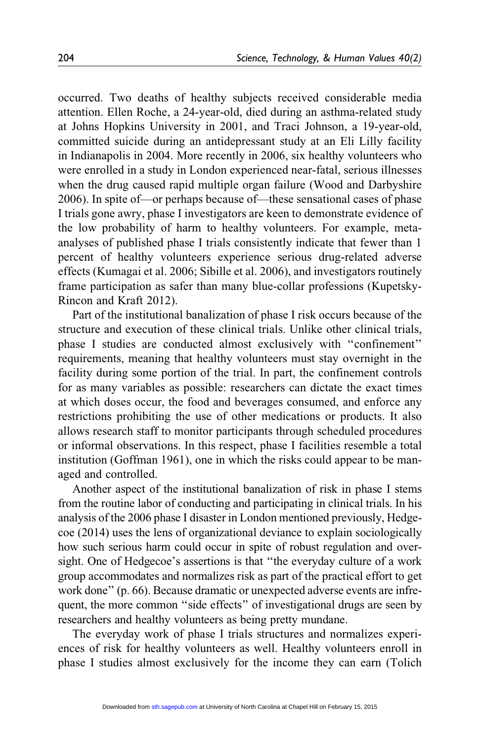occurred. Two deaths of healthy subjects received considerable media attention. Ellen Roche, a 24-year-old, died during an asthma-related study at Johns Hopkins University in 2001, and Traci Johnson, a 19-year-old, committed suicide during an antidepressant study at an Eli Lilly facility in Indianapolis in 2004. More recently in 2006, six healthy volunteers who were enrolled in a study in London experienced near-fatal, serious illnesses when the drug caused rapid multiple organ failure (Wood and Darbyshire 2006). In spite of—or perhaps because of—these sensational cases of phase I trials gone awry, phase I investigators are keen to demonstrate evidence of the low probability of harm to healthy volunteers. For example, meta-analyses of published phase I trials consistently indicate that fewer than 1 percent of healthy volunteers experience serious drug-related adverse effects (Kumagai et al. 2006; Sibille et al. 2006), and investigators routinely frame participation as safer than many blue-collar professions (Kupetsky-Rincon and Kraft 2012).

Part of the institutional banalization of phase I risk occurs because of the structure and execution of these clinical trials. Unlike other clinical trials, phase I studies are conducted almost exclusively with "confinement" requirements, meaning that healthy volunteers must stay overnight in the facility during some portion of the trial. In part, the confinement controls for as many variables as possible: researchers can dictate the exact times at which doses occur, the food and beverages consumed, and enforce any restrictions prohibiting the use of other medications or products. It also allows research staff to monitor participants through scheduled procedures or informal observations. In this respect, phase I facilities resemble a total institution (Goffman 1961), one in which the risks could appear to be managed and controlled.

Another aspect of the institutional banalization of risk in phase I stems from the routine labor of conducting and participating in clinical trials. In his analysis of the 2006 phase I disaster in London mentioned previously, Hedgecoe (2014) uses the lens of organizational deviance to explain sociologically how such serious harm could occur in spite of robust regulation and oversight. One of Hedgecoe's assertions is that "the everyday culture of a work group accommodates and normalizes risk as part of the practical effort to get work done" (p. 66). Because dramatic or unexpected adverse events are infrequent, the more common "side effects" of investigational drugs are seen by researchers and healthy volunteers as being pretty mundane.

The everyday work of phase I trials structures and normalizes experiences of risk for healthy volunteers as well. Healthy volunteers enroll in phase I studies almost exclusively for the income they can earn (Tolich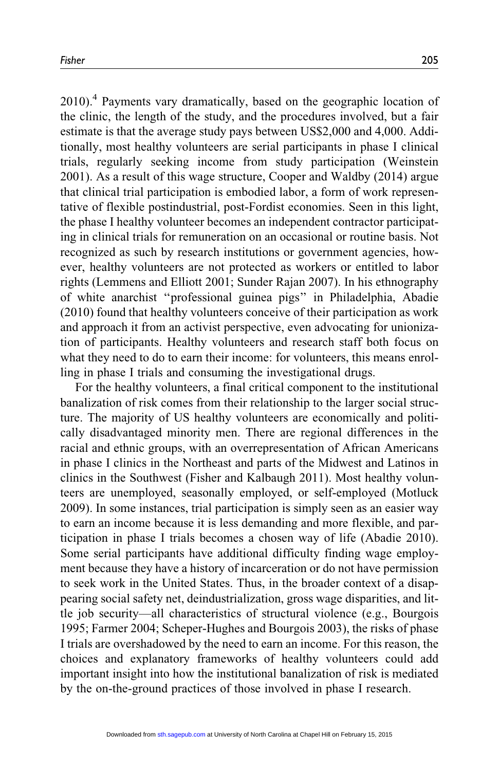2010).[4] Payments vary dramatically, based on the geographic location of the clinic, the length of the study, and the procedures involved, but a fair estimate is that the average study pays between US$2,000 and 4,000. Additionally, most healthy volunteers are serial participants in phase I clinical trials, regularly seeking income from study participation (Weinstein 2001). As a result of this wage structure, Cooper and Waldby (2014) argue that clinical trial participation is embodied labor, a form of work representative of flexible postindustrial, post-Fordist economies. Seen in this light, the phase I healthy volunteer becomes an independent contractor participating in clinical trials for remuneration on an occasional or routine basis. Not recognized as such by research institutions or government agencies, however, healthy volunteers are not protected as workers or entitled to labor rights (Lemmens and Elliott 2001; Sunder Rajan 2007). In his ethnography of white anarchist "professional guinea pigs" in Philadelphia, Abadie (2010) found that healthy volunteers conceive of their participation as work and approach it from an activist perspective, even advocating for unionization of participants. Healthy volunteers and research staff both focus on what they need to do to earn their income: for volunteers, this means enrolling in phase I trials and consuming the investigational drugs.

For the healthy volunteers, a final critical component to the institutional banalization of risk comes from their relationship to the larger social structure. The majority of US healthy volunteers are economically and politically disadvantaged minority men. There are regional differences in the racial and ethnic groups, with an overrepresentation of African Americans in phase I clinics in the Northeast and parts of the Midwest and Latinos in clinics in the Southwest (Fisher and Kalbaugh 2011). Most healthy volunteers are unemployed, seasonally employed, or self-employed (Motluck 2009). In some instances, trial participation is simply seen as an easier way to earn an income because it is less demanding and more flexible, and participation in phase I trials becomes a chosen way of life (Abadie 2010). Some serial participants have additional difficulty finding wage employment because they have a history of incarceration or do not have permission to seek work in the United States. Thus, in the broader context of a disappearing social safety net, deindustrialization, gross wage disparities, and little job security—all characteristics of structural violence (e.g., Bourgois 1995; Farmer 2004; Scheper-Hughes and Bourgois 2003), the risks of phase I trials are overshadowed by the need to earn an income. For this reason, the choices and explanatory frameworks of healthy volunteers could add important insight into how the institutional banalization of risk is mediated by the on-the-ground practices of those involved in phase I research.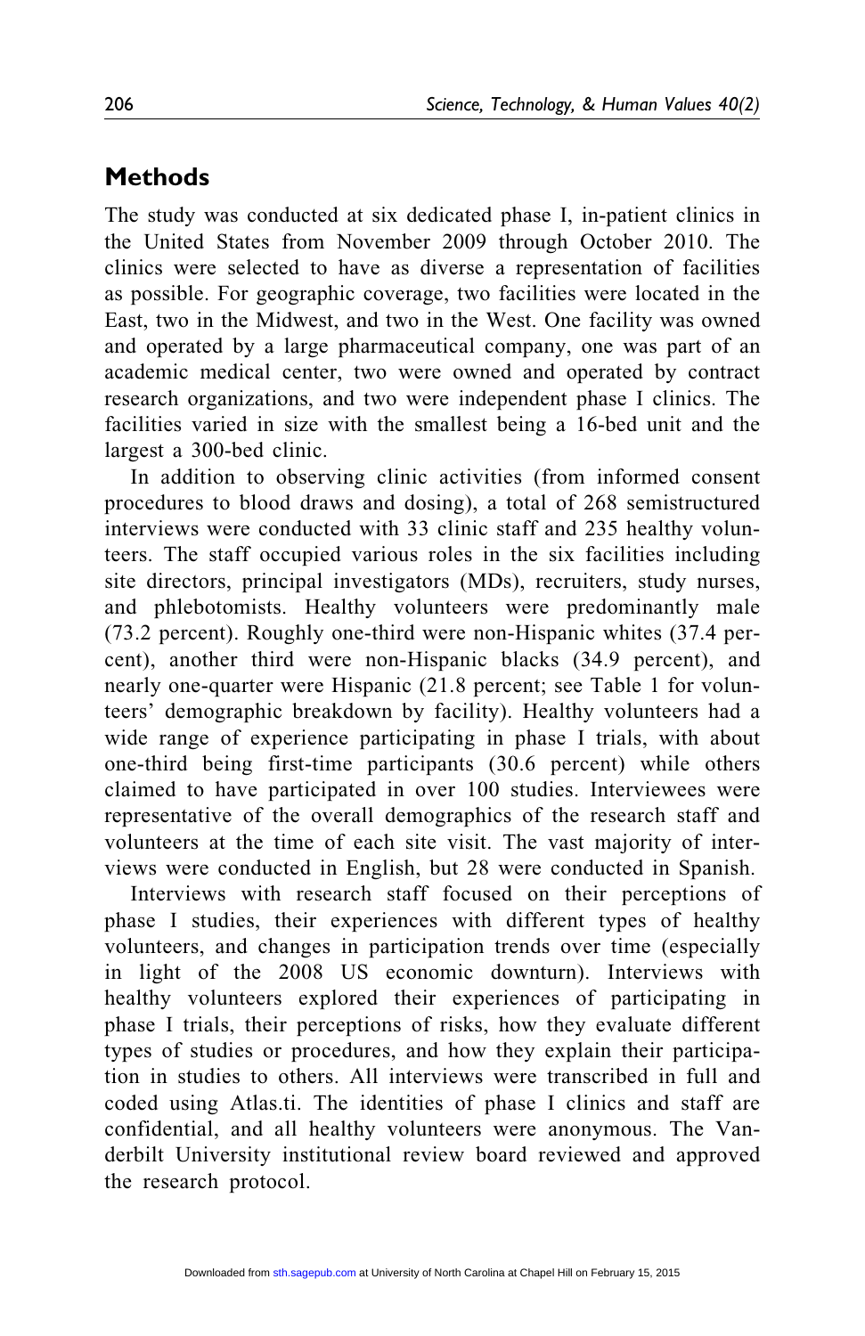## Methods

The study was conducted at six dedicated phase I, in-patient clinics in the United States from November 2009 through October 2010. The clinics were selected to have as diverse a representation of facilities as possible. For geographic coverage, two facilities were located in the East, two in the Midwest, and two in the West. One facility was owned and operated by a large pharmaceutical company, one was part of an academic medical center, two were owned and operated by contract research organizations, and two were independent phase I clinics. The facilities varied in size with the smallest being a 16-bed unit and the largest a 300-bed clinic.

In addition to observing clinic activities (from informed consent procedures to blood draws and dosing), a total of 268 semistructured interviews were conducted with 33 clinic staff and 235 healthy volunteers. The staff occupied various roles in the six facilities including site directors, principal investigators (MDs), recruiters, study nurses, and phlebotomists. Healthy volunteers were predominantly male (73.2 percent). Roughly one-third were non-Hispanic whites (37.4 percent), another third were non-Hispanic blacks (34.9 percent), and nearly one-quarter were Hispanic (21.8 percent; see Table 1 for volunteers' demographic breakdown by facility). Healthy volunteers had a wide range of experience participating in phase I trials, with about one-third being first-time participants (30.6 percent) while others claimed to have participated in over 100 studies. Interviewees were representative of the overall demographics of the research staff and volunteers at the time of each site visit. The vast majority of interviews were conducted in English, but 28 were conducted in Spanish.

Interviews with research staff focused on their perceptions of phase I studies, their experiences with different types of healthy volunteers, and changes in participation trends over time (especially in light of the 2008 US economic downturn). Interviews with healthy volunteers explored their experiences of participating in phase I trials, their perceptions of risks, how they evaluate different types of studies or procedures, and how they explain their participation in studies to others. All interviews were transcribed in full and coded using Atlas.ti. The identities of phase I clinics and staff are confidential, and all healthy volunteers were anonymous. The Vanderbilt University institutional review board reviewed and approved the research protocol.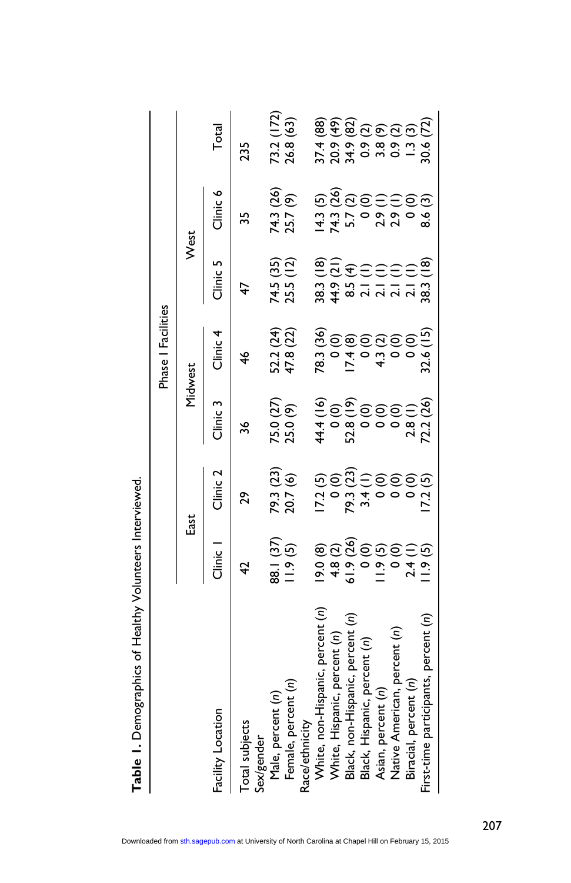**Table 1.** Demographics of Healthy Volunteers Interviewed.

| Facility Location | Phase I Facilities | | | | | | |
|---|---|---|---|---|---|---|---|
| | East | | Midwest | | West | | |
| | Clinic 1 | Clinic 2 | Clinic 3 | Clinic 4 | Clinic 5 | Clinic 6 | Total |
| Total subjects | 42 | 29 | 36 | 46 | 47 | 35 | 235 |
| Sex/gender | | | | | | | |
| Male, percent (*n*) | 88.1 (37) | 79.3 (23) | 75.0 (27) | 52.2 (24) | 74.5 (35) | 74.3 (26) | 73.2 (172) |
| Female, percent (*n*) | 11.9 (5) | 20.7 (6) | 25.0 (9) | 47.8 (22) | 25.5 (12) | 25.7 (9) | 26.8 (63) |
| Race/ethnicity | | | | | | | |
| White, non-Hispanic, percent (*n*) | 19.0 (8) | 17.2 (5) | 44.4 (16) | 78.3 (36) | 38.3 (18) | 14.3 (5) | 37.4 (88) |
| White, Hispanic, percent (*n*) | 4.8 (2) | 0 (0) | 0 (0) | 0 (0) | 44.9 (21) | 74.3 (26) | 20.9 (49) |
| Black, non-Hispanic, percent (*n*) | 61.9 (26) | 79.3 (23) | 52.8 (19) | 17.4 (8) | 8.5 (4) | 5.7 (2) | 34.9 (82) |
| Black, Hispanic, percent (*n*) | 0 (0) | 3.4 (1) | 0 (0) | 0 (0) | 2.1 (1) | 0 (0) | 0.9 (2) |
| Asian, percent (*n*) | 11.9 (5) | 0 (0) | 0 (0) | 4.3 (2) | 2.1 (1) | 2.9 (1) | 3.8 (9) |
| Native American, percent (*n*) | 0 (0) | 0 (0) | 0 (0) | 0 (0) | 2.1 (1) | 2.9 (1) | 0.9 (2) |
| Biracial, percent (*n*) | 2.4 (1) | 0 (0) | 2.8 (1) | 0 (0) | 2.1 (1) | 0 (0) | 1.3 (3) |
| First-time participants, percent (*n*) | 11.9 (5) | 17.2 (5) | 72.2 (26) | 32.6 (15) | 38.3 (18) | 8.6 (3) | 30.6 (72) |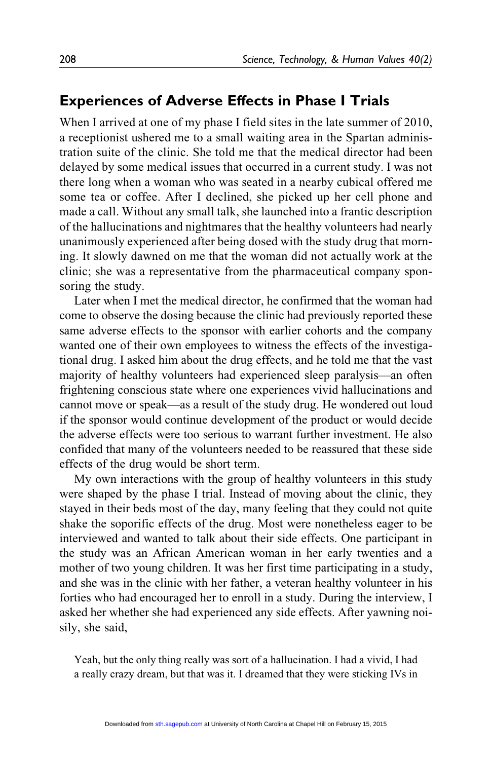## Experiences of Adverse Effects in Phase I Trials

When I arrived at one of my phase I field sites in the late summer of 2010, a receptionist ushered me to a small waiting area in the Spartan administration suite of the clinic. She told me that the medical director had been delayed by some medical issues that occurred in a current study. I was not there long when a woman who was seated in a nearby cubical offered me some tea or coffee. After I declined, she picked up her cell phone and made a call. Without any small talk, she launched into a frantic description of the hallucinations and nightmares that the healthy volunteers had nearly unanimously experienced after being dosed with the study drug that morning. It slowly dawned on me that the woman did not actually work at the clinic; she was a representative from the pharmaceutical company sponsoring the study.

Later when I met the medical director, he confirmed that the woman had come to observe the dosing because the clinic had previously reported these same adverse effects to the sponsor with earlier cohorts and the company wanted one of their own employees to witness the effects of the investigational drug. I asked him about the drug effects, and he told me that the vast majority of healthy volunteers had experienced sleep paralysis—an often frightening conscious state where one experiences vivid hallucinations and cannot move or speak—as a result of the study drug. He wondered out loud if the sponsor would continue development of the product or would decide the adverse effects were too serious to warrant further investment. He also confided that many of the volunteers needed to be reassured that these side effects of the drug would be short term.

My own interactions with the group of healthy volunteers in this study were shaped by the phase I trial. Instead of moving about the clinic, they stayed in their beds most of the day, many feeling that they could not quite shake the soporific effects of the drug. Most were nonetheless eager to be interviewed and wanted to talk about their side effects. One participant in the study was an African American woman in her early twenties and a mother of two young children. It was her first time participating in a study, and she was in the clinic with her father, a veteran healthy volunteer in his forties who had encouraged her to enroll in a study. During the interview, I asked her whether she had experienced any side effects. After yawning noisily, she said,

> Yeah, but the only thing really was sort of a hallucination. I had a vivid, I had a really crazy dream, but that was it. I dreamed that they were sticking IVs in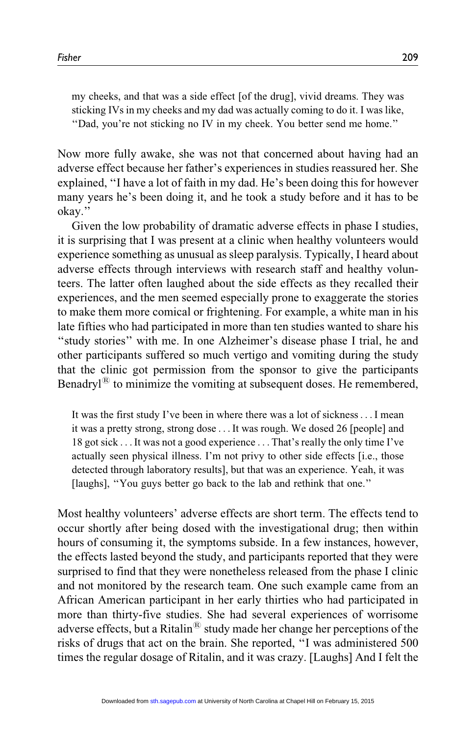my cheeks, and that was a side effect [of the drug], vivid dreams. They was sticking IVs in my cheeks and my dad was actually coming to do it. I was like, ''Dad, you're not sticking no IV in my cheek. You better send me home.''

Now more fully awake, she was not that concerned about having had an adverse effect because her father's experiences in studies reassured her. She explained, ''I have a lot of faith in my dad. He's been doing this for however many years he's been doing it, and he took a study before and it has to be okay.''

Given the low probability of dramatic adverse effects in phase I studies, it is surprising that I was present at a clinic when healthy volunteers would experience something as unusual as sleep paralysis. Typically, I heard about adverse effects through interviews with research staff and healthy volunteers. The latter often laughed about the side effects as they recalled their experiences, and the men seemed especially prone to exaggerate the stories to make them more comical or frightening. For example, a white man in his late fifties who had participated in more than ten studies wanted to share his ''study stories'' with me. In one Alzheimer's disease phase I trial, he and other participants suffered so much vertigo and vomiting during the study that the clinic got permission from the sponsor to give the participants Benadryl® to minimize the vomiting at subsequent doses. He remembered,

> It was the first study I've been in where there was a lot of sickness . . . I mean it was a pretty strong, strong dose . . . It was rough. We dosed 26 [people] and 18 got sick . . . It was not a good experience . . . That's really the only time I've actually seen physical illness. I'm not privy to other side effects [i.e., those detected through laboratory results], but that was an experience. Yeah, it was [laughs], ''You guys better go back to the lab and rethink that one.''

Most healthy volunteers' adverse effects are short term. The effects tend to occur shortly after being dosed with the investigational drug; then within hours of consuming it, the symptoms subside. In a few instances, however, the effects lasted beyond the study, and participants reported that they were surprised to find that they were nonetheless released from the phase I clinic and not monitored by the research team. One such example came from an African American participant in her early thirties who had participated in more than thirty-five studies. She had several experiences of worrisome adverse effects, but a Ritalin® study made her change her perceptions of the risks of drugs that act on the brain. She reported, ''I was administered 500 times the regular dosage of Ritalin, and it was crazy. [Laughs] And I felt the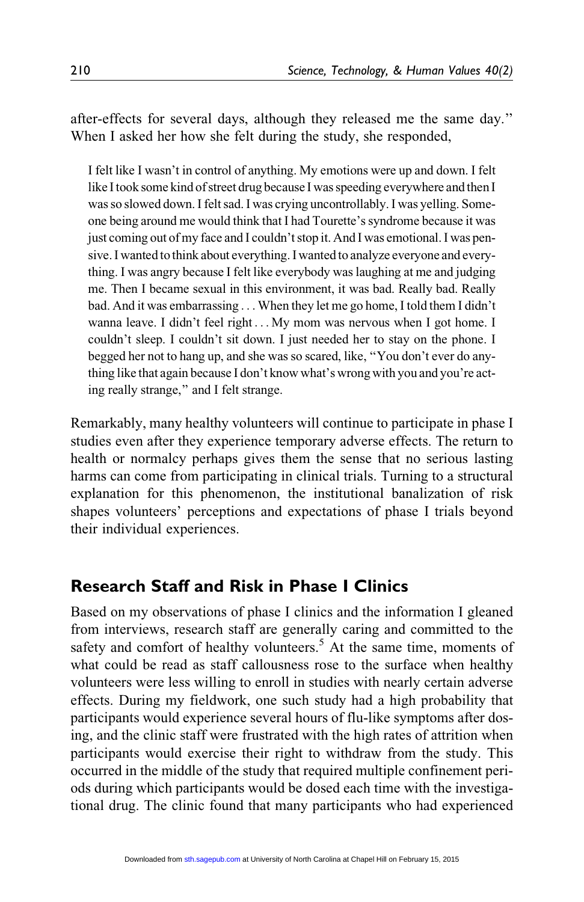after-effects for several days, although they released me the same day." When I asked her how she felt during the study, she responded,

> I felt like I wasn't in control of anything. My emotions were up and down. I felt like I took some kind of street drug because I was speeding everywhere and then I was so slowed down. I felt sad. I was crying uncontrollably. I was yelling. Someone being around me would think that I had Tourette's syndrome because it was just coming out of my face and I couldn't stop it. And I was emotional. I was pensive. I wanted to think about everything. I wanted to analyze everyone and everything. I was angry because I felt like everybody was laughing at me and judging me. Then I became sexual in this environment, it was bad. Really bad. Really bad. And it was embarrassing . . . When they let me go home, I told them I didn't wanna leave. I didn't feel right . . . My mom was nervous when I got home. I couldn't sleep. I couldn't sit down. I just needed her to stay on the phone. I begged her not to hang up, and she was so scared, like, "You don't ever do anything like that again because I don't know what's wrong with you and you're acting really strange," and I felt strange.

Remarkably, many healthy volunteers will continue to participate in phase I studies even after they experience temporary adverse effects. The return to health or normalcy perhaps gives them the sense that no serious lasting harms can come from participating in clinical trials. Turning to a structural explanation for this phenomenon, the institutional banalization of risk shapes volunteers' perceptions and expectations of phase I trials beyond their individual experiences.

## Research Staff and Risk in Phase I Clinics

Based on my observations of phase I clinics and the information I gleaned from interviews, research staff are generally caring and committed to the safety and comfort of healthy volunteers.[5] At the same time, moments of what could be read as staff callousness rose to the surface when healthy volunteers were less willing to enroll in studies with nearly certain adverse effects. During my fieldwork, one such study had a high probability that participants would experience several hours of flu-like symptoms after dosing, and the clinic staff were frustrated with the high rates of attrition when participants would exercise their right to withdraw from the study. This occurred in the middle of the study that required multiple confinement periods during which participants would be dosed each time with the investigational drug. The clinic found that many participants who had experienced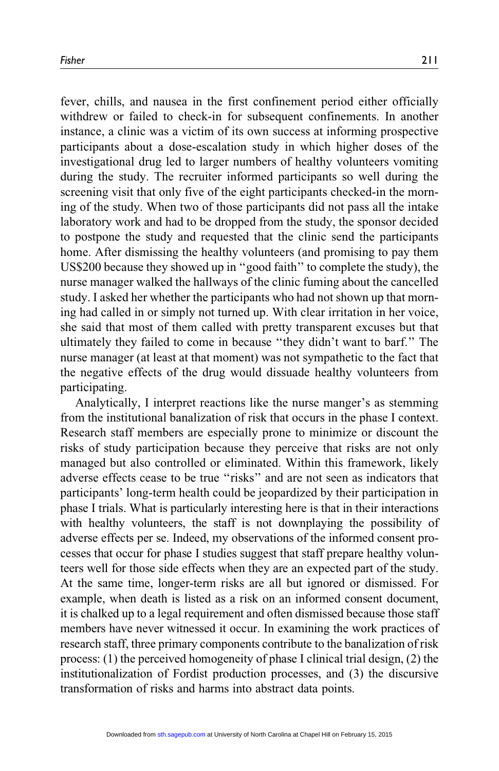fever, chills, and nausea in the first confinement period either officially withdrew or failed to check-in for subsequent confinements. In another instance, a clinic was a victim of its own success at informing prospective participants about a dose-escalation study in which higher doses of the investigational drug led to larger numbers of healthy volunteers vomiting during the study. The recruiter informed participants so well during the screening visit that only five of the eight participants checked-in the morning of the study. When two of those participants did not pass all the intake laboratory work and had to be dropped from the study, the sponsor decided to postpone the study and requested that the clinic send the participants home. After dismissing the healthy volunteers (and promising to pay them US$200 because they showed up in "good faith" to complete the study), the nurse manager walked the hallways of the clinic fuming about the cancelled study. I asked her whether the participants who had not shown up that morning had called in or simply not turned up. With clear irritation in her voice, she said that most of them called with pretty transparent excuses but that ultimately they failed to come in because "they didn't want to barf." The nurse manager (at least at that moment) was not sympathetic to the fact that the negative effects of the drug would dissuade healthy volunteers from participating.

Analytically, I interpret reactions like the nurse manger's as stemming from the institutional banalization of risk that occurs in the phase I context. Research staff members are especially prone to minimize or discount the risks of study participation because they perceive that risks are not only managed but also controlled or eliminated. Within this framework, likely adverse effects cease to be true "risks" and are not seen as indicators that participants' long-term health could be jeopardized by their participation in phase I trials. What is particularly interesting here is that in their interactions with healthy volunteers, the staff is not downplaying the possibility of adverse effects per se. Indeed, my observations of the informed consent processes that occur for phase I studies suggest that staff prepare healthy volunteers well for those side effects when they are an expected part of the study. At the same time, longer-term risks are all but ignored or dismissed. For example, when death is listed as a risk on an informed consent document, it is chalked up to a legal requirement and often dismissed because those staff members have never witnessed it occur. In examining the work practices of research staff, three primary components contribute to the banalization of risk process: (1) the perceived homogeneity of phase I clinical trial design, (2) the institutionalization of Fordist production processes, and (3) the discursive transformation of risks and harms into abstract data points.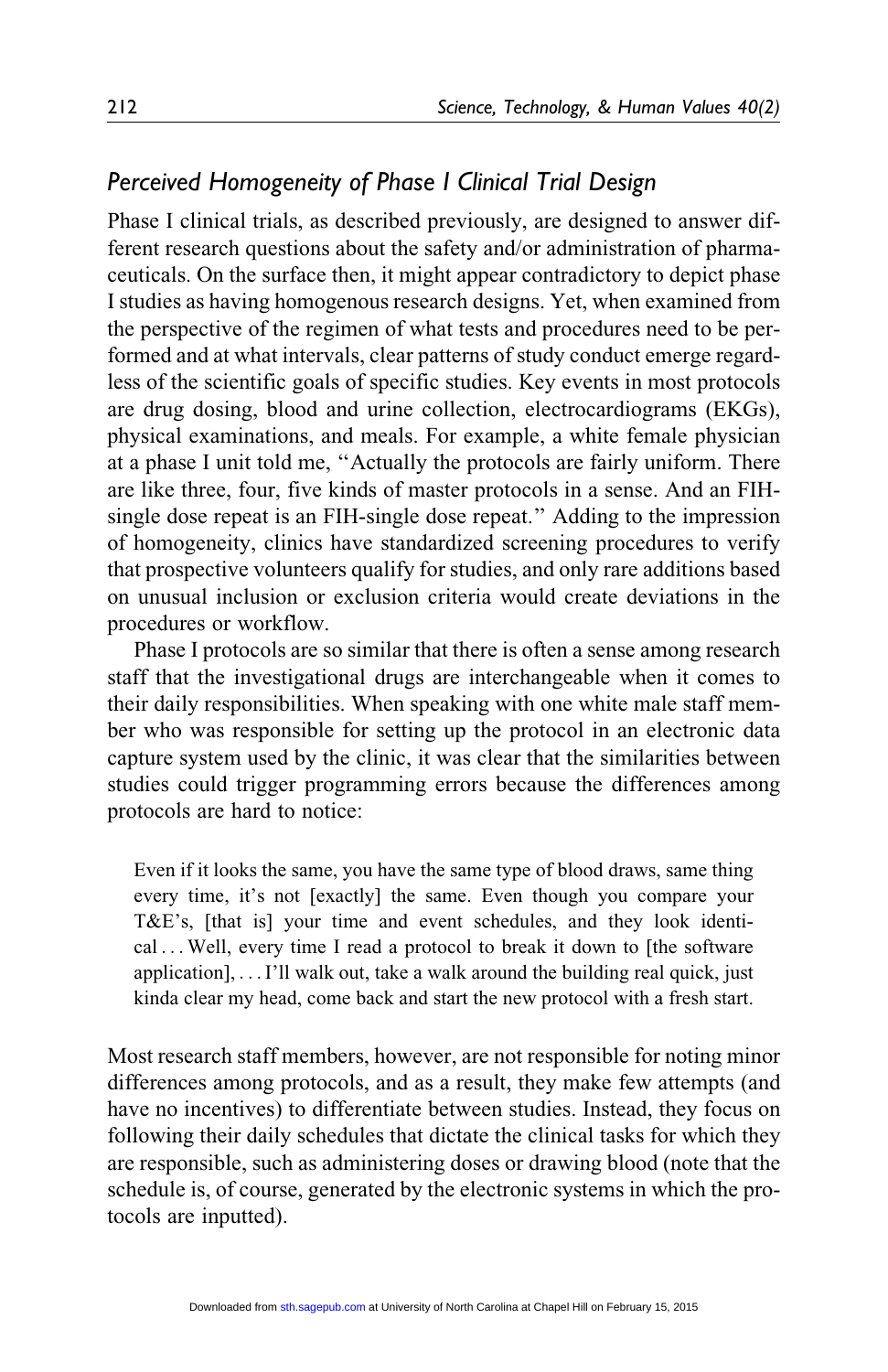### *Perceived Homogeneity of Phase I Clinical Trial Design*

Phase I clinical trials, as described previously, are designed to answer different research questions about the safety and/or administration of pharmaceuticals. On the surface then, it might appear contradictory to depict phase I studies as having homogenous research designs. Yet, when examined from the perspective of the regimen of what tests and procedures need to be performed and at what intervals, clear patterns of study conduct emerge regardless of the scientific goals of specific studies. Key events in most protocols are drug dosing, blood and urine collection, electrocardiograms (EKGs), physical examinations, and meals. For example, a white female physician at a phase I unit told me, "Actually the protocols are fairly uniform. There are like three, four, five kinds of master protocols in a sense. And an FIH-single dose repeat is an FIH-single dose repeat." Adding to the impression of homogeneity, clinics have standardized screening procedures to verify that prospective volunteers qualify for studies, and only rare additions based on unusual inclusion or exclusion criteria would create deviations in the procedures or workflow.

Phase I protocols are so similar that there is often a sense among research staff that the investigational drugs are interchangeable when it comes to their daily responsibilities. When speaking with one white male staff member who was responsible for setting up the protocol in an electronic data capture system used by the clinic, it was clear that the similarities between studies could trigger programming errors because the differences among protocols are hard to notice:

> Even if it looks the same, you have the same type of blood draws, same thing every time, it's not [exactly] the same. Even though you compare your T&E's, [that is] your time and event schedules, and they look identical . . . Well, every time I read a protocol to break it down to [the software application], . . . I'll walk out, take a walk around the building real quick, just kinda clear my head, come back and start the new protocol with a fresh start.

Most research staff members, however, are not responsible for noting minor differences among protocols, and as a result, they make few attempts (and have no incentives) to differentiate between studies. Instead, they focus on following their daily schedules that dictate the clinical tasks for which they are responsible, such as administering doses or drawing blood (note that the schedule is, of course, generated by the electronic systems in which the protocols are inputted).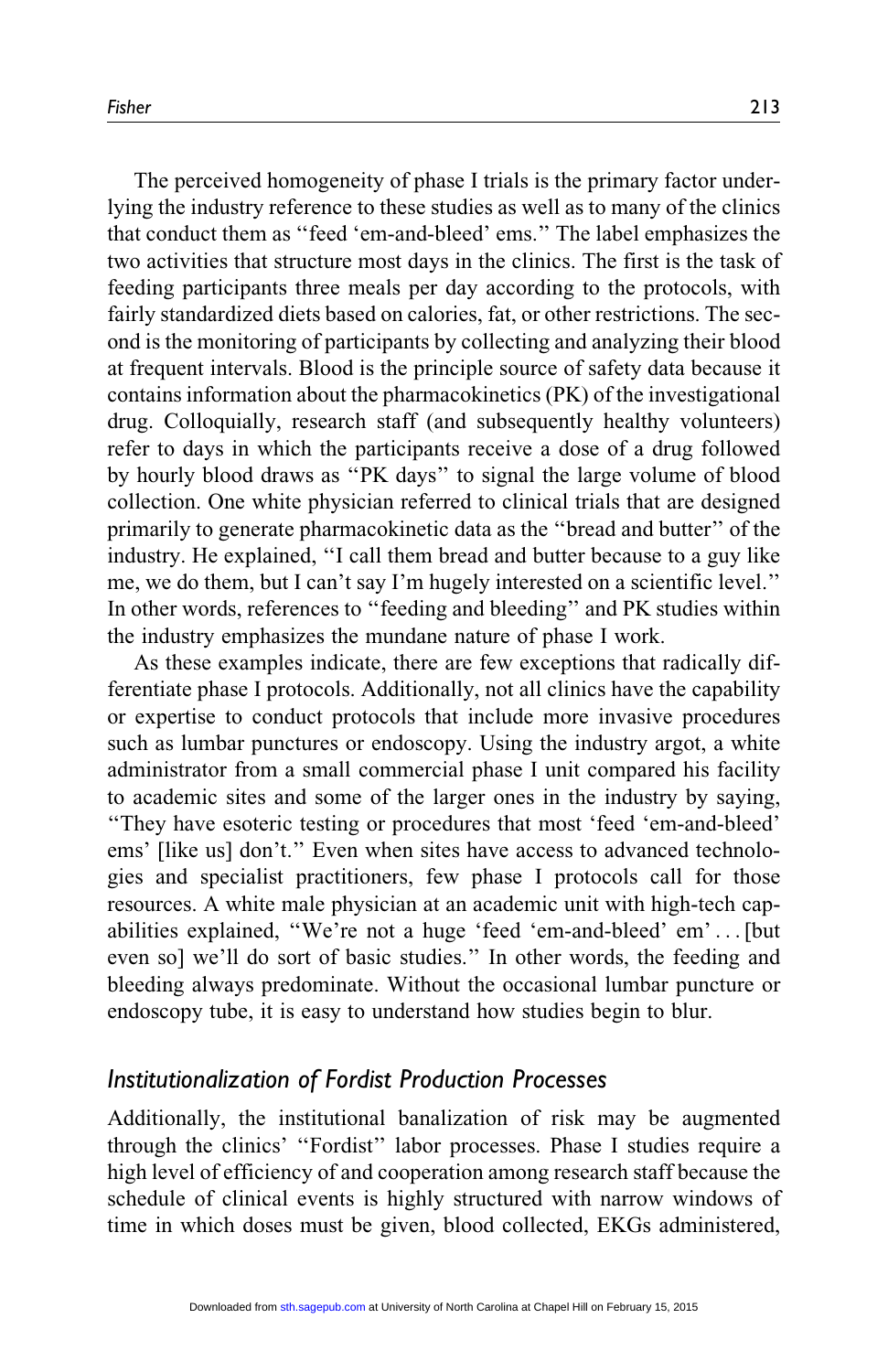The perceived homogeneity of phase I trials is the primary factor underlying the industry reference to these studies as well as to many of the clinics that conduct them as ''feed 'em-and-bleed' ems.'' The label emphasizes the two activities that structure most days in the clinics. The first is the task of feeding participants three meals per day according to the protocols, with fairly standardized diets based on calories, fat, or other restrictions. The second is the monitoring of participants by collecting and analyzing their blood at frequent intervals. Blood is the principle source of safety data because it contains information about the pharmacokinetics (PK) of the investigational drug. Colloquially, research staff (and subsequently healthy volunteers) refer to days in which the participants receive a dose of a drug followed by hourly blood draws as ''PK days'' to signal the large volume of blood collection. One white physician referred to clinical trials that are designed primarily to generate pharmacokinetic data as the ''bread and butter'' of the industry. He explained, ''I call them bread and butter because to a guy like me, we do them, but I can't say I'm hugely interested on a scientific level.'' In other words, references to ''feeding and bleeding'' and PK studies within the industry emphasizes the mundane nature of phase I work.

As these examples indicate, there are few exceptions that radically differentiate phase I protocols. Additionally, not all clinics have the capability or expertise to conduct protocols that include more invasive procedures such as lumbar punctures or endoscopy. Using the industry argot, a white administrator from a small commercial phase I unit compared his facility to academic sites and some of the larger ones in the industry by saying, ''They have esoteric testing or procedures that most 'feed 'em-and-bleed' ems' [like us] don't.'' Even when sites have access to advanced technologies and specialist practitioners, few phase I protocols call for those resources. A white male physician at an academic unit with high-tech capabilities explained, ''We're not a huge 'feed 'em-and-bleed' em' . . . [but even so] we'll do sort of basic studies.'' In other words, the feeding and bleeding always predominate. Without the occasional lumbar puncture or endoscopy tube, it is easy to understand how studies begin to blur.

### *Institutionalization of Fordist Production Processes*

Additionally, the institutional banalization of risk may be augmented through the clinics' ''Fordist'' labor processes. Phase I studies require a high level of efficiency of and cooperation among research staff because the schedule of clinical events is highly structured with narrow windows of time in which doses must be given, blood collected, EKGs administered,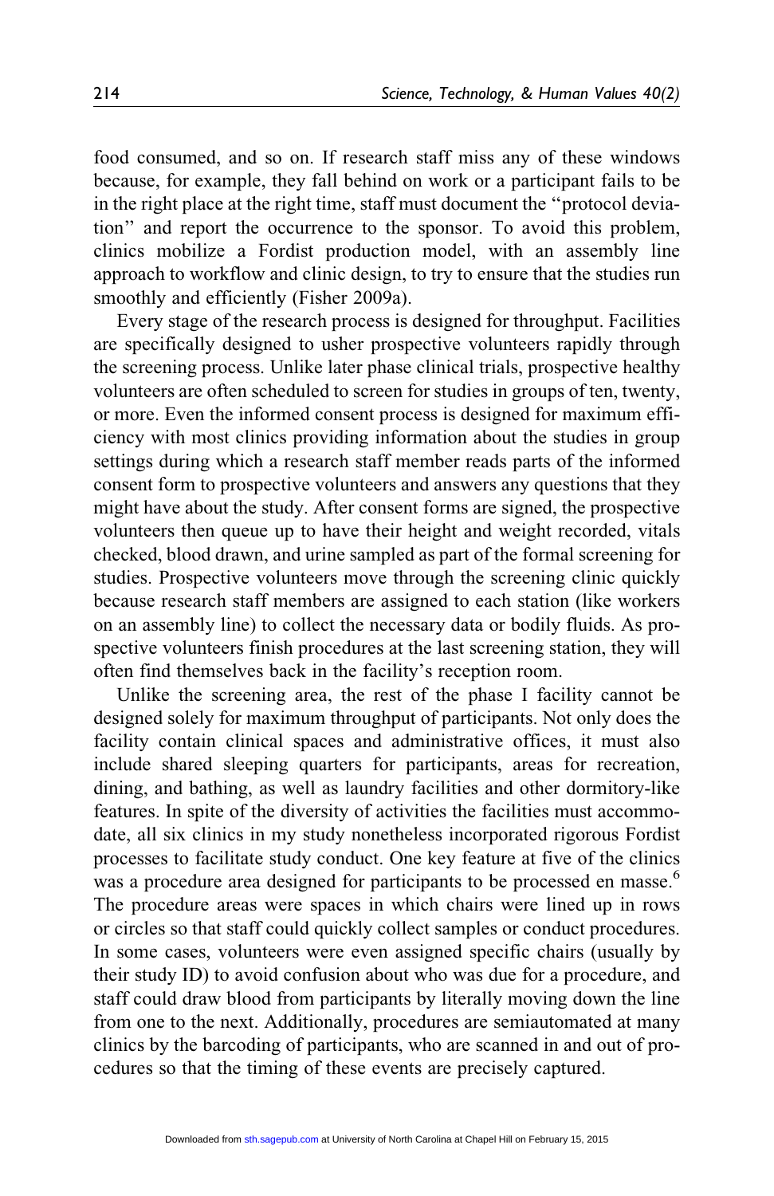food consumed, and so on. If research staff miss any of these windows because, for example, they fall behind on work or a participant fails to be in the right place at the right time, staff must document the "protocol deviation" and report the occurrence to the sponsor. To avoid this problem, clinics mobilize a Fordist production model, with an assembly line approach to workflow and clinic design, to try to ensure that the studies run smoothly and efficiently (Fisher 2009a).

Every stage of the research process is designed for throughput. Facilities are specifically designed to usher prospective volunteers rapidly through the screening process. Unlike later phase clinical trials, prospective healthy volunteers are often scheduled to screen for studies in groups of ten, twenty, or more. Even the informed consent process is designed for maximum efficiency with most clinics providing information about the studies in group settings during which a research staff member reads parts of the informed consent form to prospective volunteers and answers any questions that they might have about the study. After consent forms are signed, the prospective volunteers then queue up to have their height and weight recorded, vitals checked, blood drawn, and urine sampled as part of the formal screening for studies. Prospective volunteers move through the screening clinic quickly because research staff members are assigned to each station (like workers on an assembly line) to collect the necessary data or bodily fluids. As prospective volunteers finish procedures at the last screening station, they will often find themselves back in the facility's reception room.

Unlike the screening area, the rest of the phase I facility cannot be designed solely for maximum throughput of participants. Not only does the facility contain clinical spaces and administrative offices, it must also include shared sleeping quarters for participants, areas for recreation, dining, and bathing, as well as laundry facilities and other dormitory-like features. In spite of the diversity of activities the facilities must accommodate, all six clinics in my study nonetheless incorporated rigorous Fordist processes to facilitate study conduct. One key feature at five of the clinics was a procedure area designed for participants to be processed en masse.[6] The procedure areas were spaces in which chairs were lined up in rows or circles so that staff could quickly collect samples or conduct procedures. In some cases, volunteers were even assigned specific chairs (usually by their study ID) to avoid confusion about who was due for a procedure, and staff could draw blood from participants by literally moving down the line from one to the next. Additionally, procedures are semiautomated at many clinics by the barcoding of participants, who are scanned in and out of procedures so that the timing of these events are precisely captured.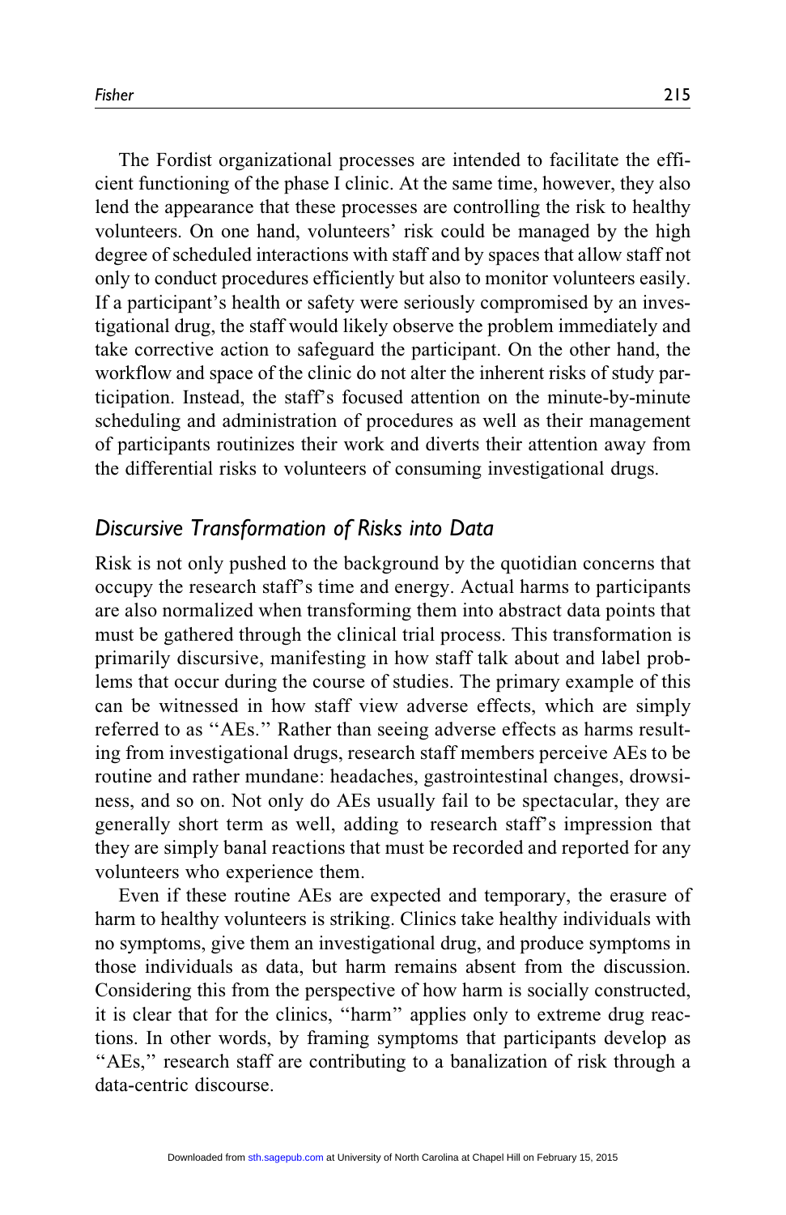The Fordist organizational processes are intended to facilitate the efficient functioning of the phase I clinic. At the same time, however, they also lend the appearance that these processes are controlling the risk to healthy volunteers. On one hand, volunteers' risk could be managed by the high degree of scheduled interactions with staff and by spaces that allow staff not only to conduct procedures efficiently but also to monitor volunteers easily. If a participant's health or safety were seriously compromised by an investigational drug, the staff would likely observe the problem immediately and take corrective action to safeguard the participant. On the other hand, the workflow and space of the clinic do not alter the inherent risks of study participation. Instead, the staff's focused attention on the minute-by-minute scheduling and administration of procedures as well as their management of participants routinizes their work and diverts their attention away from the differential risks to volunteers of consuming investigational drugs.

## *Discursive Transformation of Risks into Data*

Risk is not only pushed to the background by the quotidian concerns that occupy the research staff's time and energy. Actual harms to participants are also normalized when transforming them into abstract data points that must be gathered through the clinical trial process. This transformation is primarily discursive, manifesting in how staff talk about and label problems that occur during the course of studies. The primary example of this can be witnessed in how staff view adverse effects, which are simply referred to as "AEs." Rather than seeing adverse effects as harms resulting from investigational drugs, research staff members perceive AEs to be routine and rather mundane: headaches, gastrointestinal changes, drowsiness, and so on. Not only do AEs usually fail to be spectacular, they are generally short term as well, adding to research staff's impression that they are simply banal reactions that must be recorded and reported for any volunteers who experience them.

Even if these routine AEs are expected and temporary, the erasure of harm to healthy volunteers is striking. Clinics take healthy individuals with no symptoms, give them an investigational drug, and produce symptoms in those individuals as data, but harm remains absent from the discussion. Considering this from the perspective of how harm is socially constructed, it is clear that for the clinics, "harm" applies only to extreme drug reactions. In other words, by framing symptoms that participants develop as "AEs," research staff are contributing to a banalization of risk through a data-centric discourse.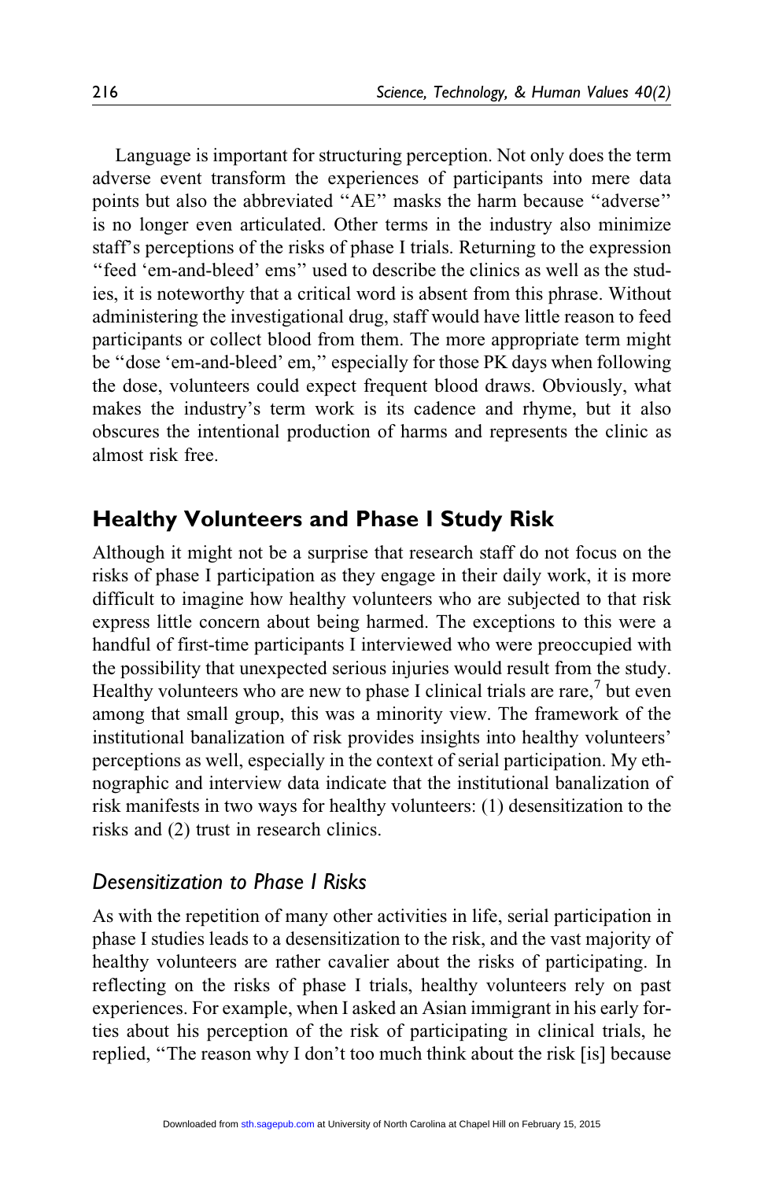Language is important for structuring perception. Not only does the term adverse event transform the experiences of participants into mere data points but also the abbreviated "AE" masks the harm because "adverse" is no longer even articulated. Other terms in the industry also minimize staff's perceptions of the risks of phase I trials. Returning to the expression "feed 'em-and-bleed' ems" used to describe the clinics as well as the studies, it is noteworthy that a critical word is absent from this phrase. Without administering the investigational drug, staff would have little reason to feed participants or collect blood from them. The more appropriate term might be "dose 'em-and-bleed' em," especially for those PK days when following the dose, volunteers could expect frequent blood draws. Obviously, what makes the industry's term work is its cadence and rhyme, but it also obscures the intentional production of harms and represents the clinic as almost risk free.

## Healthy Volunteers and Phase I Study Risk

Although it might not be a surprise that research staff do not focus on the risks of phase I participation as they engage in their daily work, it is more difficult to imagine how healthy volunteers who are subjected to that risk express little concern about being harmed. The exceptions to this were a handful of first-time participants I interviewed who were preoccupied with the possibility that unexpected serious injuries would result from the study. Healthy volunteers who are new to phase I clinical trials are rare,[7] but even among that small group, this was a minority view. The framework of the institutional banalization of risk provides insights into healthy volunteers' perceptions as well, especially in the context of serial participation. My ethnographic and interview data indicate that the institutional banalization of risk manifests in two ways for healthy volunteers: (1) desensitization to the risks and (2) trust in research clinics.

### *Desensitization to Phase I Risks*

As with the repetition of many other activities in life, serial participation in phase I studies leads to a desensitization to the risk, and the vast majority of healthy volunteers are rather cavalier about the risks of participating. In reflecting on the risks of phase I trials, healthy volunteers rely on past experiences. For example, when I asked an Asian immigrant in his early forties about his perception of the risk of participating in clinical trials, he replied, "The reason why I don't too much think about the risk [is] because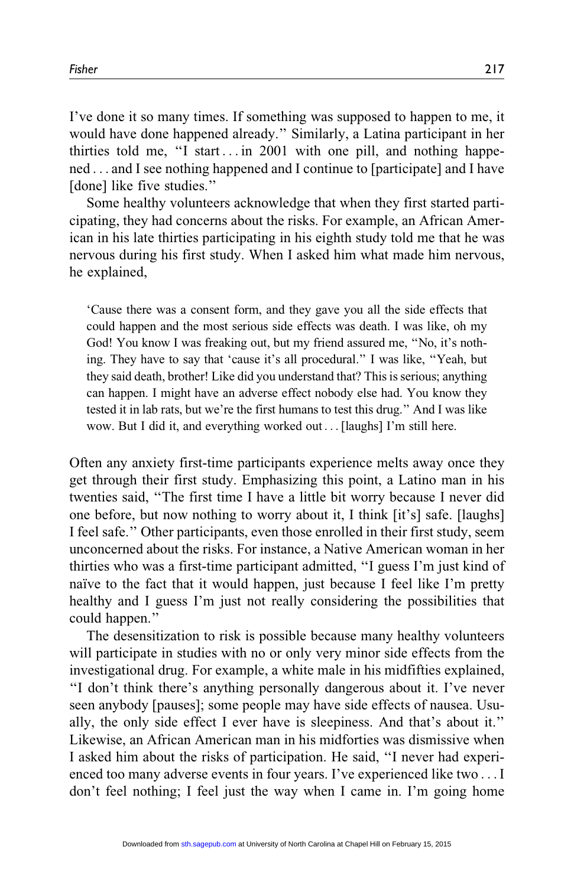I've done it so many times. If something was supposed to happen to me, it would have done happened already." Similarly, a Latina participant in her thirties told me, "I start . . . in 2001 with one pill, and nothing happened . . . and I see nothing happened and I continue to [participate] and I have [done] like five studies."

Some healthy volunteers acknowledge that when they first started participating, they had concerns about the risks. For example, an African American in his late thirties participating in his eighth study told me that he was nervous during his first study. When I asked him what made him nervous, he explained,

> 'Cause there was a consent form, and they gave you all the side effects that could happen and the most serious side effects was death. I was like, oh my God! You know I was freaking out, but my friend assured me, "No, it's nothing. They have to say that 'cause it's all procedural." I was like, "Yeah, but they said death, brother! Like did you understand that? This is serious; anything can happen. I might have an adverse effect nobody else had. You know they tested it in lab rats, but we're the first humans to test this drug." And I was like wow. But I did it, and everything worked out . . . [laughs] I'm still here.

Often any anxiety first-time participants experience melts away once they get through their first study. Emphasizing this point, a Latino man in his twenties said, "The first time I have a little bit worry because I never did one before, but now nothing to worry about it, I think [it's] safe. [laughs] I feel safe." Other participants, even those enrolled in their first study, seem unconcerned about the risks. For instance, a Native American woman in her thirties who was a first-time participant admitted, "I guess I'm just kind of naïve to the fact that it would happen, just because I feel like I'm pretty healthy and I guess I'm just not really considering the possibilities that could happen."

The desensitization to risk is possible because many healthy volunteers will participate in studies with no or only very minor side effects from the investigational drug. For example, a white male in his midfifties explained, "I don't think there's anything personally dangerous about it. I've never seen anybody [pauses]; some people may have side effects of nausea. Usually, the only side effect I ever have is sleepiness. And that's about it." Likewise, an African American man in his midforties was dismissive when I asked him about the risks of participation. He said, "I never had experienced too many adverse events in four years. I've experienced like two . . . I don't feel nothing; I feel just the way when I came in. I'm going home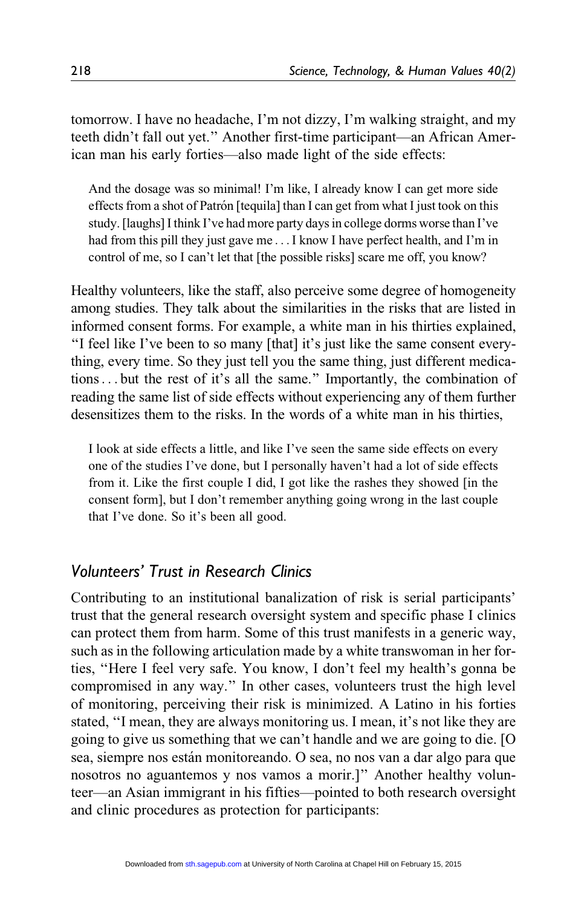tomorrow. I have no headache, I'm not dizzy, I'm walking straight, and my teeth didn't fall out yet." Another first-time participant—an African American man his early forties—also made light of the side effects:

> And the dosage was so minimal! I'm like, I already know I can get more side effects from a shot of Patrón [tequila] than I can get from what I just took on this study. [laughs] I think I've had more party days in college dorms worse than I've had from this pill they just gave me . . . I know I have perfect health, and I'm in control of me, so I can't let that [the possible risks] scare me off, you know?

Healthy volunteers, like the staff, also perceive some degree of homogeneity among studies. They talk about the similarities in the risks that are listed in informed consent forms. For example, a white man in his thirties explained, "I feel like I've been to so many [that] it's just like the same consent everything, every time. So they just tell you the same thing, just different medications . . . but the rest of it's all the same." Importantly, the combination of reading the same list of side effects without experiencing any of them further desensitizes them to the risks. In the words of a white man in his thirties,

> I look at side effects a little, and like I've seen the same side effects on every one of the studies I've done, but I personally haven't had a lot of side effects from it. Like the first couple I did, I got like the rashes they showed [in the consent form], but I don't remember anything going wrong in the last couple that I've done. So it's been all good.

### *Volunteers' Trust in Research Clinics*

Contributing to an institutional banalization of risk is serial participants' trust that the general research oversight system and specific phase I clinics can protect them from harm. Some of this trust manifests in a generic way, such as in the following articulation made by a white transwoman in her forties, "Here I feel very safe. You know, I don't feel my health's gonna be compromised in any way." In other cases, volunteers trust the high level of monitoring, perceiving their risk is minimized. A Latino in his forties stated, "I mean, they are always monitoring us. I mean, it's not like they are going to give us something that we can't handle and we are going to die. [O sea, siempre nos están monitoreando. O sea, no nos van a dar algo para que nosotros no aguantemos y nos vamos a morir.]" Another healthy volunteer—an Asian immigrant in his fifties—pointed to both research oversight and clinic procedures as protection for participants: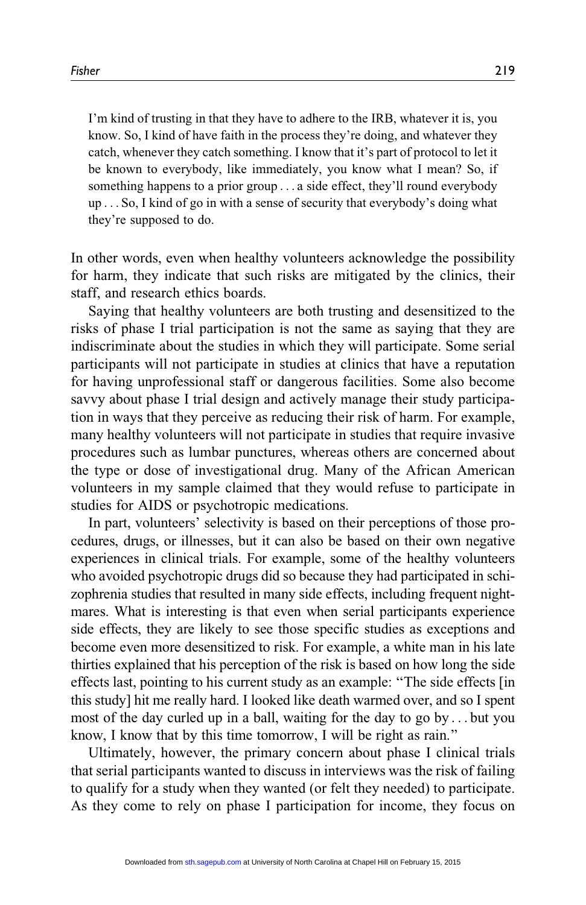> I'm kind of trusting in that they have to adhere to the IRB, whatever it is, you know. So, I kind of have faith in the process they're doing, and whatever they catch, whenever they catch something. I know that it's part of protocol to let it be known to everybody, like immediately, you know what I mean? So, if something happens to a prior group . . . a side effect, they'll round everybody up . . . So, I kind of go in with a sense of security that everybody's doing what they're supposed to do.

In other words, even when healthy volunteers acknowledge the possibility for harm, they indicate that such risks are mitigated by the clinics, their staff, and research ethics boards.

Saying that healthy volunteers are both trusting and desensitized to the risks of phase I trial participation is not the same as saying that they are indiscriminate about the studies in which they will participate. Some serial participants will not participate in studies at clinics that have a reputation for having unprofessional staff or dangerous facilities. Some also become savvy about phase I trial design and actively manage their study participation in ways that they perceive as reducing their risk of harm. For example, many healthy volunteers will not participate in studies that require invasive procedures such as lumbar punctures, whereas others are concerned about the type or dose of investigational drug. Many of the African American volunteers in my sample claimed that they would refuse to participate in studies for AIDS or psychotropic medications.

In part, volunteers' selectivity is based on their perceptions of those procedures, drugs, or illnesses, but it can also be based on their own negative experiences in clinical trials. For example, some of the healthy volunteers who avoided psychotropic drugs did so because they had participated in schizophrenia studies that resulted in many side effects, including frequent nightmares. What is interesting is that even when serial participants experience side effects, they are likely to see those specific studies as exceptions and become even more desensitized to risk. For example, a white man in his late thirties explained that his perception of the risk is based on how long the side effects last, pointing to his current study as an example: "The side effects [in this study] hit me really hard. I looked like death warmed over, and so I spent most of the day curled up in a ball, waiting for the day to go by . . . but you know, I know that by this time tomorrow, I will be right as rain."

Ultimately, however, the primary concern about phase I clinical trials that serial participants wanted to discuss in interviews was the risk of failing to qualify for a study when they wanted (or felt they needed) to participate. As they come to rely on phase I participation for income, they focus on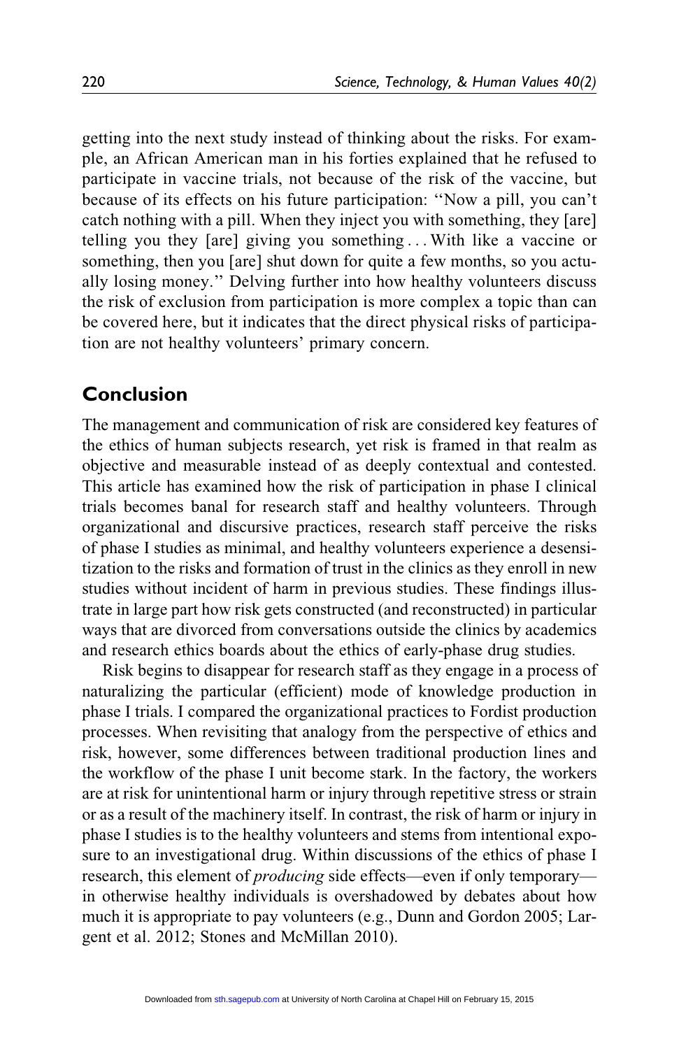getting into the next study instead of thinking about the risks. For example, an African American man in his forties explained that he refused to participate in vaccine trials, not because of the risk of the vaccine, but because of its effects on his future participation: ''Now a pill, you can't catch nothing with a pill. When they inject you with something, they [are] telling you they [are] giving you something . . . With like a vaccine or something, then you [are] shut down for quite a few months, so you actually losing money.'' Delving further into how healthy volunteers discuss the risk of exclusion from participation is more complex a topic than can be covered here, but it indicates that the direct physical risks of participation are not healthy volunteers' primary concern.

## Conclusion

The management and communication of risk are considered key features of the ethics of human subjects research, yet risk is framed in that realm as objective and measurable instead of as deeply contextual and contested. This article has examined how the risk of participation in phase I clinical trials becomes banal for research staff and healthy volunteers. Through organizational and discursive practices, research staff perceive the risks of phase I studies as minimal, and healthy volunteers experience a desensitization to the risks and formation of trust in the clinics as they enroll in new studies without incident of harm in previous studies. These findings illustrate in large part how risk gets constructed (and reconstructed) in particular ways that are divorced from conversations outside the clinics by academics and research ethics boards about the ethics of early-phase drug studies.

Risk begins to disappear for research staff as they engage in a process of naturalizing the particular (efficient) mode of knowledge production in phase I trials. I compared the organizational practices to Fordist production processes. When revisiting that analogy from the perspective of ethics and risk, however, some differences between traditional production lines and the workflow of the phase I unit become stark. In the factory, the workers are at risk for unintentional harm or injury through repetitive stress or strain or as a result of the machinery itself. In contrast, the risk of harm or injury in phase I studies is to the healthy volunteers and stems from intentional exposure to an investigational drug. Within discussions of the ethics of phase I research, this element of *producing* side effects—even if only temporary—in otherwise healthy individuals is overshadowed by debates about how much it is appropriate to pay volunteers (e.g., Dunn and Gordon 2005; Largent et al. 2012; Stones and McMillan 2010).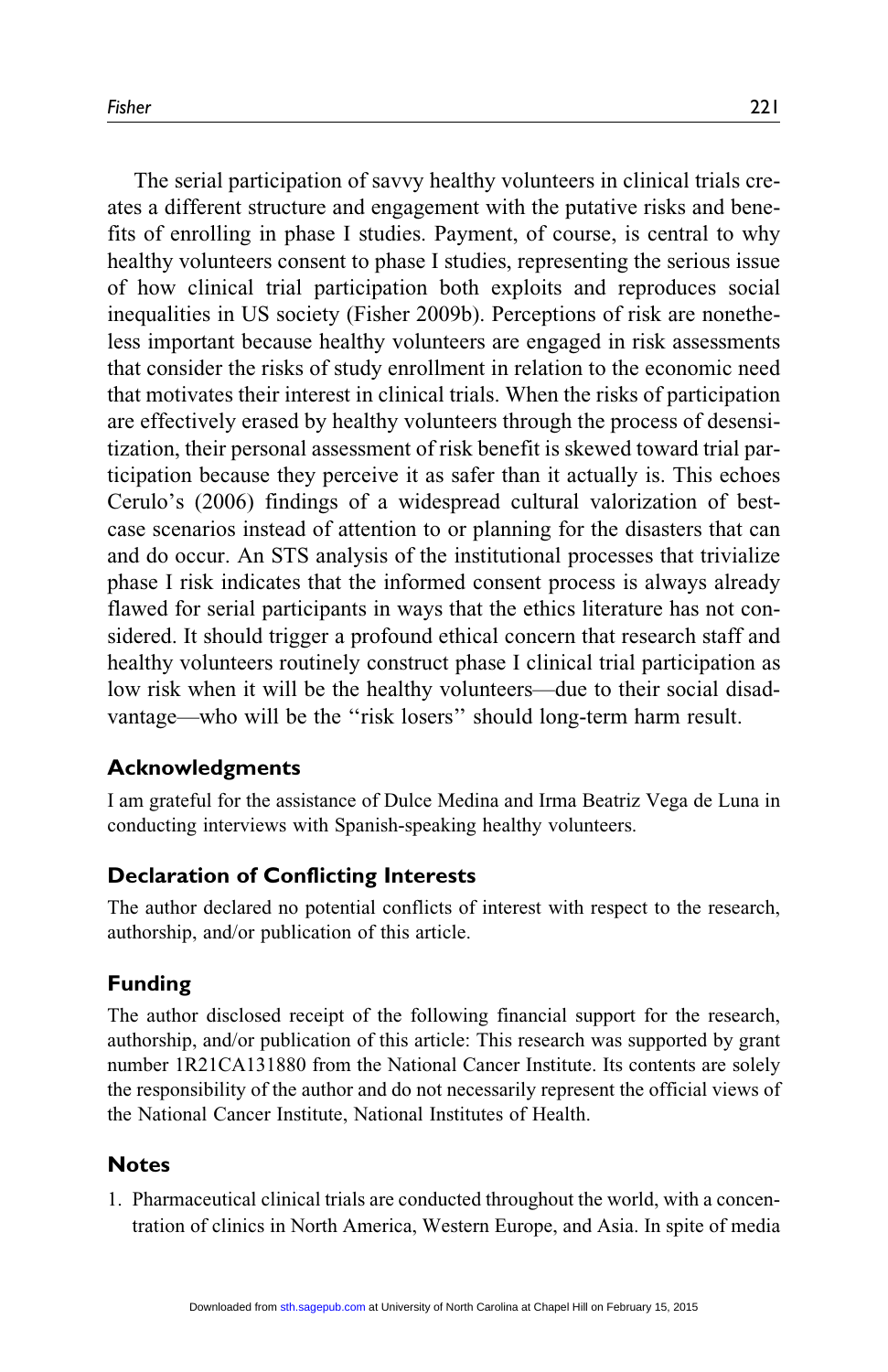The serial participation of savvy healthy volunteers in clinical trials creates a different structure and engagement with the putative risks and benefits of enrolling in phase I studies. Payment, of course, is central to why healthy volunteers consent to phase I studies, representing the serious issue of how clinical trial participation both exploits and reproduces social inequalities in US society (Fisher 2009b). Perceptions of risk are nonetheless important because healthy volunteers are engaged in risk assessments that consider the risks of study enrollment in relation to the economic need that motivates their interest in clinical trials. When the risks of participation are effectively erased by healthy volunteers through the process of desensitization, their personal assessment of risk benefit is skewed toward trial participation because they perceive it as safer than it actually is. This echoes Cerulo's (2006) findings of a widespread cultural valorization of best-case scenarios instead of attention to or planning for the disasters that can and do occur. An STS analysis of the institutional processes that trivialize phase I risk indicates that the informed consent process is always already flawed for serial participants in ways that the ethics literature has not considered. It should trigger a profound ethical concern that research staff and healthy volunteers routinely construct phase I clinical trial participation as low risk when it will be the healthy volunteers—due to their social disadvantage—who will be the "risk losers" should long-term harm result.

## Acknowledgments

I am grateful for the assistance of Dulce Medina and Irma Beatriz Vega de Luna in conducting interviews with Spanish-speaking healthy volunteers.

## Declaration of Conflicting Interests

The author declared no potential conflicts of interest with respect to the research, authorship, and/or publication of this article.

## Funding

The author disclosed receipt of the following financial support for the research, authorship, and/or publication of this article: This research was supported by grant number 1R21CA131880 from the National Cancer Institute. Its contents are solely the responsibility of the author and do not necessarily represent the official views of the National Cancer Institute, National Institutes of Health.

## Notes

1. Pharmaceutical clinical trials are conducted throughout the world, with a concentration of clinics in North America, Western Europe, and Asia. In spite of media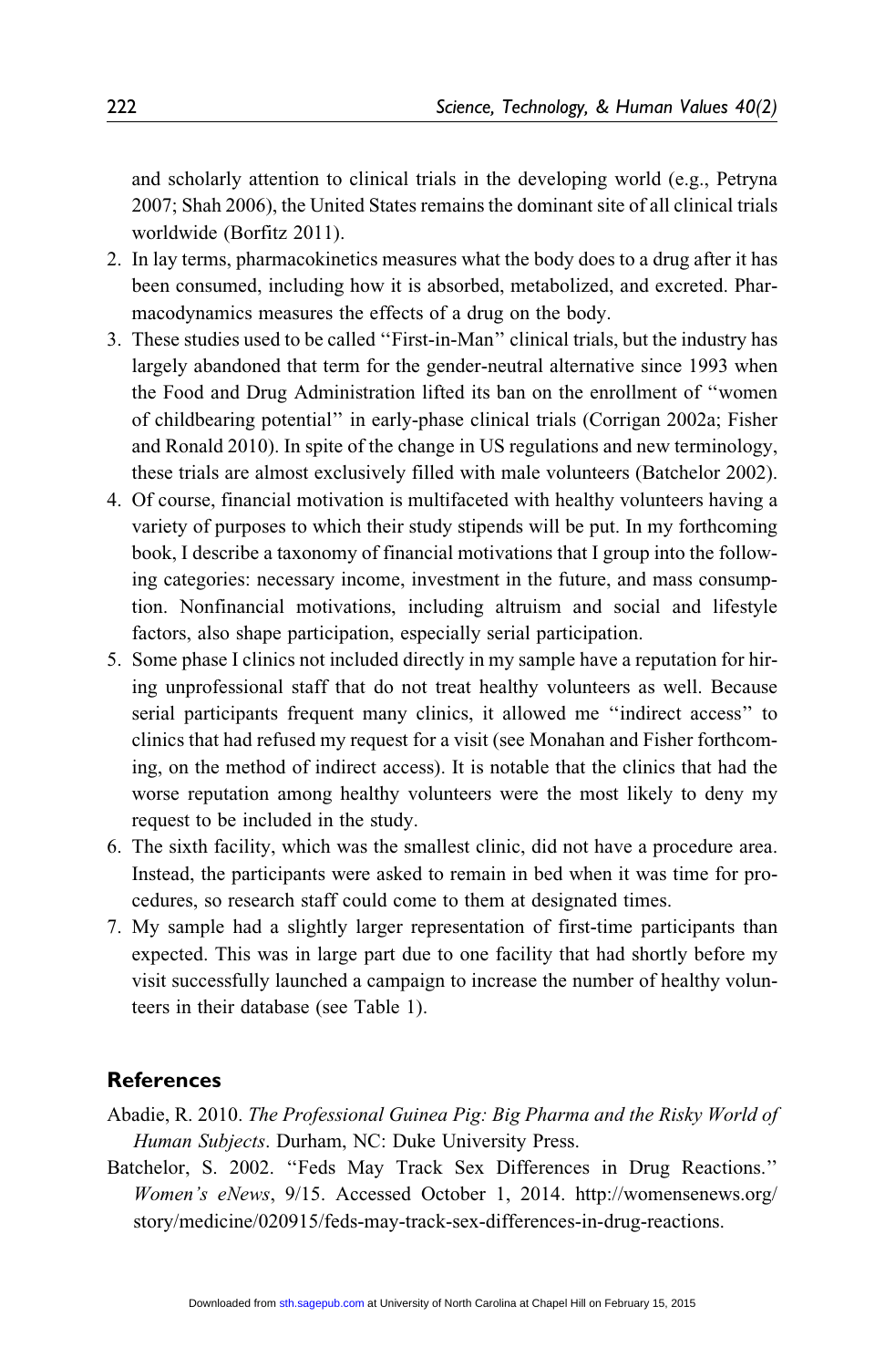and scholarly attention to clinical trials in the developing world (e.g., Petryna 2007; Shah 2006), the United States remains the dominant site of all clinical trials worldwide (Borfitz 2011).

2. In lay terms, pharmacokinetics measures what the body does to a drug after it has been consumed, including how it is absorbed, metabolized, and excreted. Pharmacodynamics measures the effects of a drug on the body.
3. These studies used to be called "First-in-Man" clinical trials, but the industry has largely abandoned that term for the gender-neutral alternative since 1993 when the Food and Drug Administration lifted its ban on the enrollment of "women of childbearing potential" in early-phase clinical trials (Corrigan 2002a; Fisher and Ronald 2010). In spite of the change in US regulations and new terminology, these trials are almost exclusively filled with male volunteers (Batchelor 2002).
4. Of course, financial motivation is multifaceted with healthy volunteers having a variety of purposes to which their study stipends will be put. In my forthcoming book, I describe a taxonomy of financial motivations that I group into the following categories: necessary income, investment in the future, and mass consumption. Nonfinancial motivations, including altruism and social and lifestyle factors, also shape participation, especially serial participation.
5. Some phase I clinics not included directly in my sample have a reputation for hiring unprofessional staff that do not treat healthy volunteers as well. Because serial participants frequent many clinics, it allowed me "indirect access" to clinics that had refused my request for a visit (see Monahan and Fisher forthcoming, on the method of indirect access). It is notable that the clinics that had the worse reputation among healthy volunteers were the most likely to deny my request to be included in the study.
6. The sixth facility, which was the smallest clinic, did not have a procedure area. Instead, the participants were asked to remain in bed when it was time for procedures, so research staff could come to them at designated times.
7. My sample had a slightly larger representation of first-time participants than expected. This was in large part due to one facility that had shortly before my visit successfully launched a campaign to increase the number of healthy volunteers in their database (see Table 1).

## References

Abadie, R. 2010. *The Professional Guinea Pig: Big Pharma and the Risky World of Human Subjects*. Durham, NC: Duke University Press.

Batchelor, S. 2002. "Feds May Track Sex Differences in Drug Reactions." *Women's eNews*, 9/15. Accessed October 1, 2014. http://womensenews.org/story/medicine/020915/feds-may-track-sex-differences-in-drug-reactions.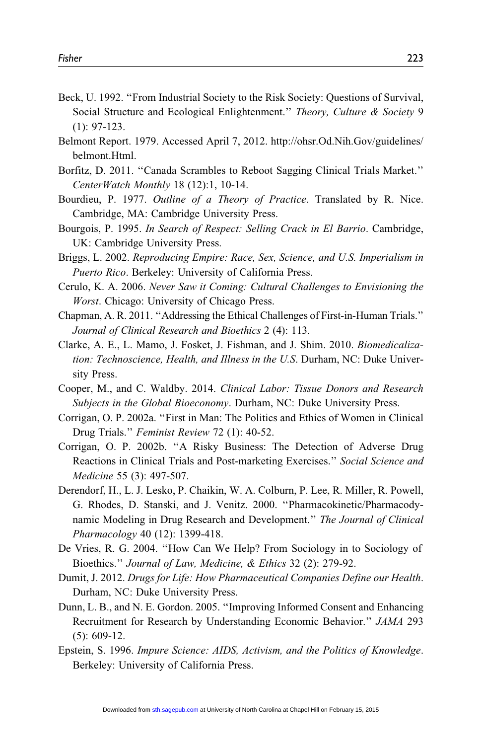Beck, U. 1992. ''From Industrial Society to the Risk Society: Questions of Survival, Social Structure and Ecological Enlightenment.'' *Theory, Culture & Society* 9 (1): 97-123.

Belmont Report. 1979. Accessed April 7, 2012. http://ohsr.Od.Nih.Gov/guidelines/belmont.Html.

Borfitz, D. 2011. ''Canada Scrambles to Reboot Sagging Clinical Trials Market.'' *CenterWatch Monthly* 18 (12):1, 10-14.

Bourdieu, P. 1977. *Outline of a Theory of Practice*. Translated by R. Nice. Cambridge, MA: Cambridge University Press.

Bourgois, P. 1995. *In Search of Respect: Selling Crack in El Barrio*. Cambridge, UK: Cambridge University Press.

Briggs, L. 2002. *Reproducing Empire: Race, Sex, Science, and U.S. Imperialism in Puerto Rico*. Berkeley: University of California Press.

Cerulo, K. A. 2006. *Never Saw it Coming: Cultural Challenges to Envisioning the Worst*. Chicago: University of Chicago Press.

Chapman, A. R. 2011. ''Addressing the Ethical Challenges of First-in-Human Trials.'' *Journal of Clinical Research and Bioethics* 2 (4): 113.

Clarke, A. E., L. Mamo, J. Fosket, J. Fishman, and J. Shim. 2010. *Biomedicalization: Technoscience, Health, and Illness in the U.S.* Durham, NC: Duke University Press.

Cooper, M., and C. Waldby. 2014. *Clinical Labor: Tissue Donors and Research Subjects in the Global Bioeconomy*. Durham, NC: Duke University Press.

Corrigan, O. P. 2002a. ''First in Man: The Politics and Ethics of Women in Clinical Drug Trials.'' *Feminist Review* 72 (1): 40-52.

Corrigan, O. P. 2002b. ''A Risky Business: The Detection of Adverse Drug Reactions in Clinical Trials and Post-marketing Exercises.'' *Social Science and Medicine* 55 (3): 497-507.

Derendorf, H., L. J. Lesko, P. Chaikin, W. A. Colburn, P. Lee, R. Miller, R. Powell, G. Rhodes, D. Stanski, and J. Venitz. 2000. ''Pharmacokinetic/Pharmacodynamic Modeling in Drug Research and Development.'' *The Journal of Clinical Pharmacology* 40 (12): 1399-418.

De Vries, R. G. 2004. ''How Can We Help? From Sociology in to Sociology of Bioethics.'' *Journal of Law, Medicine, & Ethics* 32 (2): 279-92.

Dumit, J. 2012. *Drugs for Life: How Pharmaceutical Companies Define our Health*. Durham, NC: Duke University Press.

Dunn, L. B., and N. E. Gordon. 2005. ''Improving Informed Consent and Enhancing Recruitment for Research by Understanding Economic Behavior.'' *JAMA* 293 (5): 609-12.

Epstein, S. 1996. *Impure Science: AIDS, Activism, and the Politics of Knowledge*. Berkeley: University of California Press.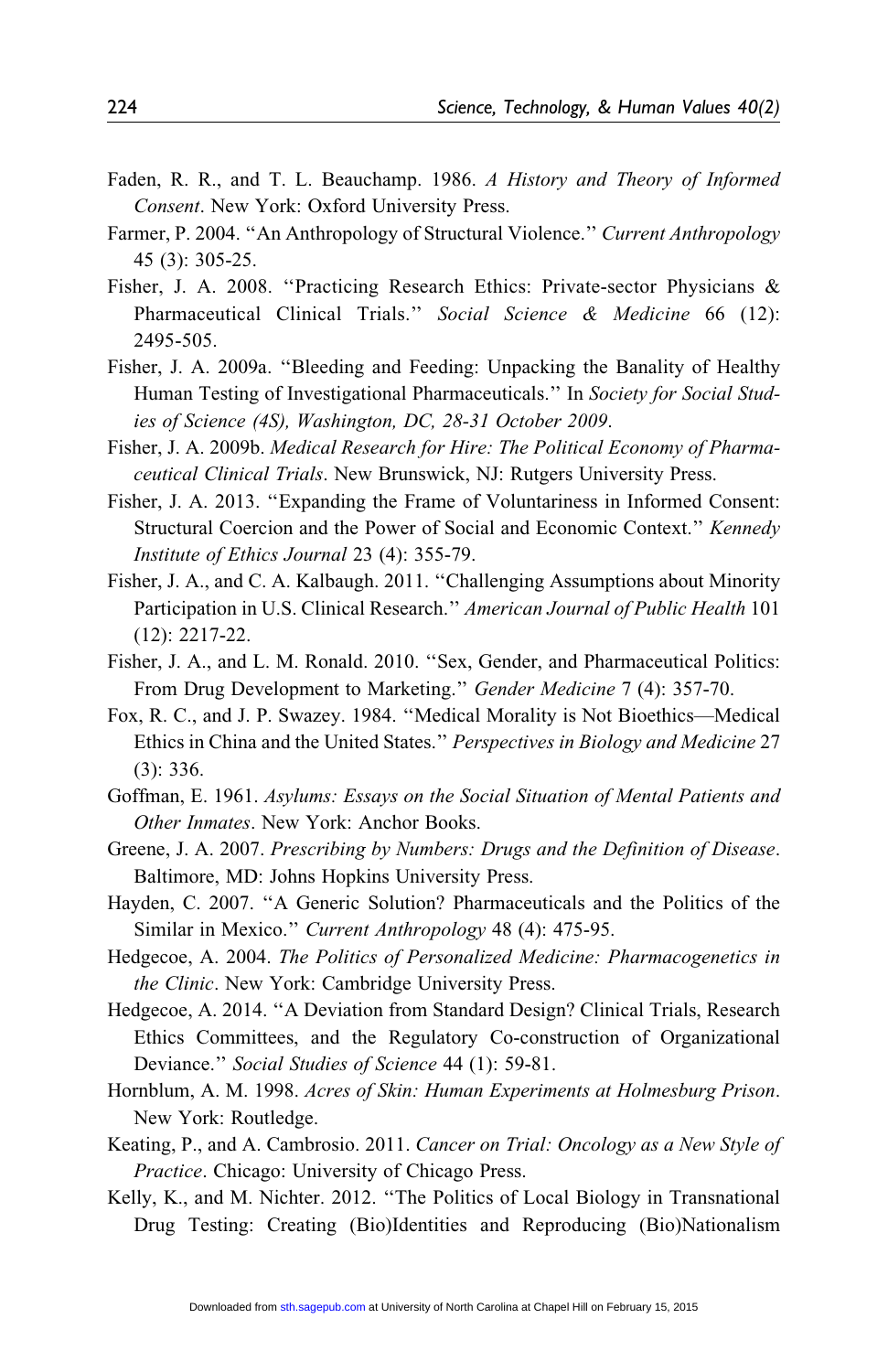Faden, R. R., and T. L. Beauchamp. 1986. *A History and Theory of Informed Consent*. New York: Oxford University Press.

Farmer, P. 2004. "An Anthropology of Structural Violence." *Current Anthropology* 45 (3): 305-25.

Fisher, J. A. 2008. "Practicing Research Ethics: Private-sector Physicians & Pharmaceutical Clinical Trials." *Social Science & Medicine* 66 (12): 2495-505.

Fisher, J. A. 2009a. "Bleeding and Feeding: Unpacking the Banality of Healthy Human Testing of Investigational Pharmaceuticals." In *Society for Social Studies of Science (4S), Washington, DC, 28-31 October 2009*.

Fisher, J. A. 2009b. *Medical Research for Hire: The Political Economy of Pharmaceutical Clinical Trials*. New Brunswick, NJ: Rutgers University Press.

Fisher, J. A. 2013. "Expanding the Frame of Voluntariness in Informed Consent: Structural Coercion and the Power of Social and Economic Context." *Kennedy Institute of Ethics Journal* 23 (4): 355-79.

Fisher, J. A., and C. A. Kalbaugh. 2011. "Challenging Assumptions about Minority Participation in U.S. Clinical Research." *American Journal of Public Health* 101 (12): 2217-22.

Fisher, J. A., and L. M. Ronald. 2010. "Sex, Gender, and Pharmaceutical Politics: From Drug Development to Marketing." *Gender Medicine* 7 (4): 357-70.

Fox, R. C., and J. P. Swazey. 1984. "Medical Morality is Not Bioethics—Medical Ethics in China and the United States." *Perspectives in Biology and Medicine* 27 (3): 336.

Goffman, E. 1961. *Asylums: Essays on the Social Situation of Mental Patients and Other Inmates*. New York: Anchor Books.

Greene, J. A. 2007. *Prescribing by Numbers: Drugs and the Definition of Disease*. Baltimore, MD: Johns Hopkins University Press.

Hayden, C. 2007. "A Generic Solution? Pharmaceuticals and the Politics of the Similar in Mexico." *Current Anthropology* 48 (4): 475-95.

Hedgecoe, A. 2004. *The Politics of Personalized Medicine: Pharmacogenetics in the Clinic*. New York: Cambridge University Press.

Hedgecoe, A. 2014. "A Deviation from Standard Design? Clinical Trials, Research Ethics Committees, and the Regulatory Co-construction of Organizational Deviance." *Social Studies of Science* 44 (1): 59-81.

Hornblum, A. M. 1998. *Acres of Skin: Human Experiments at Holmesburg Prison*. New York: Routledge.

Keating, P., and A. Cambrosio. 2011. *Cancer on Trial: Oncology as a New Style of Practice*. Chicago: University of Chicago Press.

Kelly, K., and M. Nichter. 2012. "The Politics of Local Biology in Transnational Drug Testing: Creating (Bio)Identities and Reproducing (Bio)Nationalism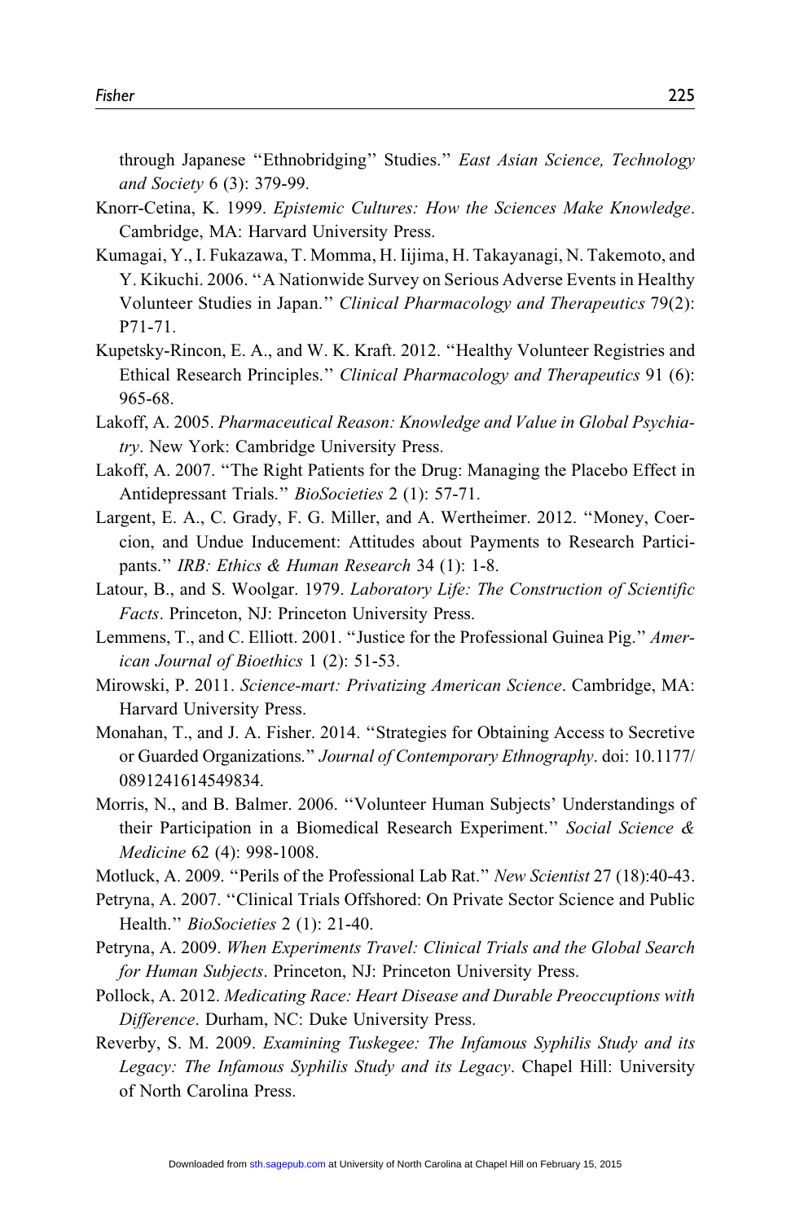through Japanese ''Ethnobridging'' Studies.'' *East Asian Science, Technology and Society* 6 (3): 379-99.

Knorr-Cetina, K. 1999. *Epistemic Cultures: How the Sciences Make Knowledge*. Cambridge, MA: Harvard University Press.

Kumagai, Y., I. Fukazawa, T. Momma, H. Iijima, H. Takayanagi, N. Takemoto, and Y. Kikuchi. 2006. ''A Nationwide Survey on Serious Adverse Events in Healthy Volunteer Studies in Japan.'' *Clinical Pharmacology and Therapeutics* 79(2): P71-71.

Kupetsky-Rincon, E. A., and W. K. Kraft. 2012. ''Healthy Volunteer Registries and Ethical Research Principles.'' *Clinical Pharmacology and Therapeutics* 91 (6): 965-68.

Lakoff, A. 2005. *Pharmaceutical Reason: Knowledge and Value in Global Psychiatry*. New York: Cambridge University Press.

Lakoff, A. 2007. "The Right Patients for the Drug: Managing the Placebo Effect in Antidepressant Trials." *BioSocieties* 2 (1): 57-71.

Largent, E. A., C. Grady, F. G. Miller, and A. Wertheimer. 2012. ''Money, Coercion, and Undue Inducement: Attitudes about Payments to Research Participants.'' *IRB: Ethics & Human Research* 34 (1): 1-8.

Latour, B., and S. Woolgar. 1979. *Laboratory Life: The Construction of Scientific Facts*. Princeton, NJ: Princeton University Press.

Lemmens, T., and C. Elliott. 2001. "Justice for the Professional Guinea Pig." *American Journal of Bioethics* 1 (2): 51-53.

Mirowski, P. 2011. *Science-mart: Privatizing American Science*. Cambridge, MA: Harvard University Press.

Monahan, T., and J. A. Fisher. 2014. ''Strategies for Obtaining Access to Secretive or Guarded Organizations.'' *Journal of Contemporary Ethnography*. doi: 10.1177/0891241614549834.

Morris, N., and B. Balmer. 2006. ''Volunteer Human Subjects' Understandings of their Participation in a Biomedical Research Experiment.'' *Social Science & Medicine* 62 (4): 998-1008.

Motluck, A. 2009. "Perils of the Professional Lab Rat." *New Scientist* 27 (18):40-43.

Petryna, A. 2007. ''Clinical Trials Offshored: On Private Sector Science and Public Health.'' *BioSocieties* 2 (1): 21-40.

Petryna, A. 2009. *When Experiments Travel: Clinical Trials and the Global Search for Human Subjects*. Princeton, NJ: Princeton University Press.

Pollock, A. 2012. *Medicating Race: Heart Disease and Durable Preoccuptions with Difference*. Durham, NC: Duke University Press.

Reverby, S. M. 2009. *Examining Tuskegee: The Infamous Syphilis Study and its Legacy: The Infamous Syphilis Study and its Legacy*. Chapel Hill: University of North Carolina Press.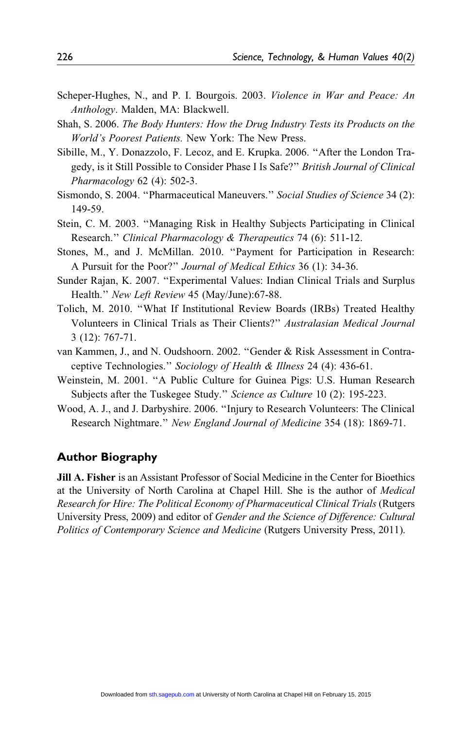Scheper-Hughes, N., and P. I. Bourgois. 2003. *Violence in War and Peace: An Anthology*. Malden, MA: Blackwell.

Shah, S. 2006. *The Body Hunters: How the Drug Industry Tests its Products on the World's Poorest Patients.* New York: The New Press.

Sibille, M., Y. Donazzolo, F. Lecoz, and E. Krupka. 2006. "After the London Tragedy, is it Still Possible to Consider Phase I Is Safe?" *British Journal of Clinical Pharmacology* 62 (4): 502-3.

Sismondo, S. 2004. "Pharmaceutical Maneuvers." *Social Studies of Science* 34 (2): 149-59.

Stein, C. M. 2003. "Managing Risk in Healthy Subjects Participating in Clinical Research." *Clinical Pharmacology & Therapeutics* 74 (6): 511-12.

Stones, M., and J. McMillan. 2010. "Payment for Participation in Research: A Pursuit for the Poor?" *Journal of Medical Ethics* 36 (1): 34-36.

Sunder Rajan, K. 2007. "Experimental Values: Indian Clinical Trials and Surplus Health." *New Left Review* 45 (May/June):67-88.

Tolich, M. 2010. "What If Institutional Review Boards (IRBs) Treated Healthy Volunteers in Clinical Trials as Their Clients?" *Australasian Medical Journal* 3 (12): 767-71.

van Kammen, J., and N. Oudshoorn. 2002. "Gender & Risk Assessment in Contraceptive Technologies." *Sociology of Health & Illness* 24 (4): 436-61.

Weinstein, M. 2001. "A Public Culture for Guinea Pigs: U.S. Human Research Subjects after the Tuskegee Study." *Science as Culture* 10 (2): 195-223.

Wood, A. J., and J. Darbyshire. 2006. "Injury to Research Volunteers: The Clinical Research Nightmare." *New England Journal of Medicine* 354 (18): 1869-71.

## Author Biography

**Jill A. Fisher** is an Assistant Professor of Social Medicine in the Center for Bioethics at the University of North Carolina at Chapel Hill. She is the author of *Medical Research for Hire: The Political Economy of Pharmaceutical Clinical Trials* (Rutgers University Press, 2009) and editor of *Gender and the Science of Difference: Cultural Politics of Contemporary Science and Medicine* (Rutgers University Press, 2011).